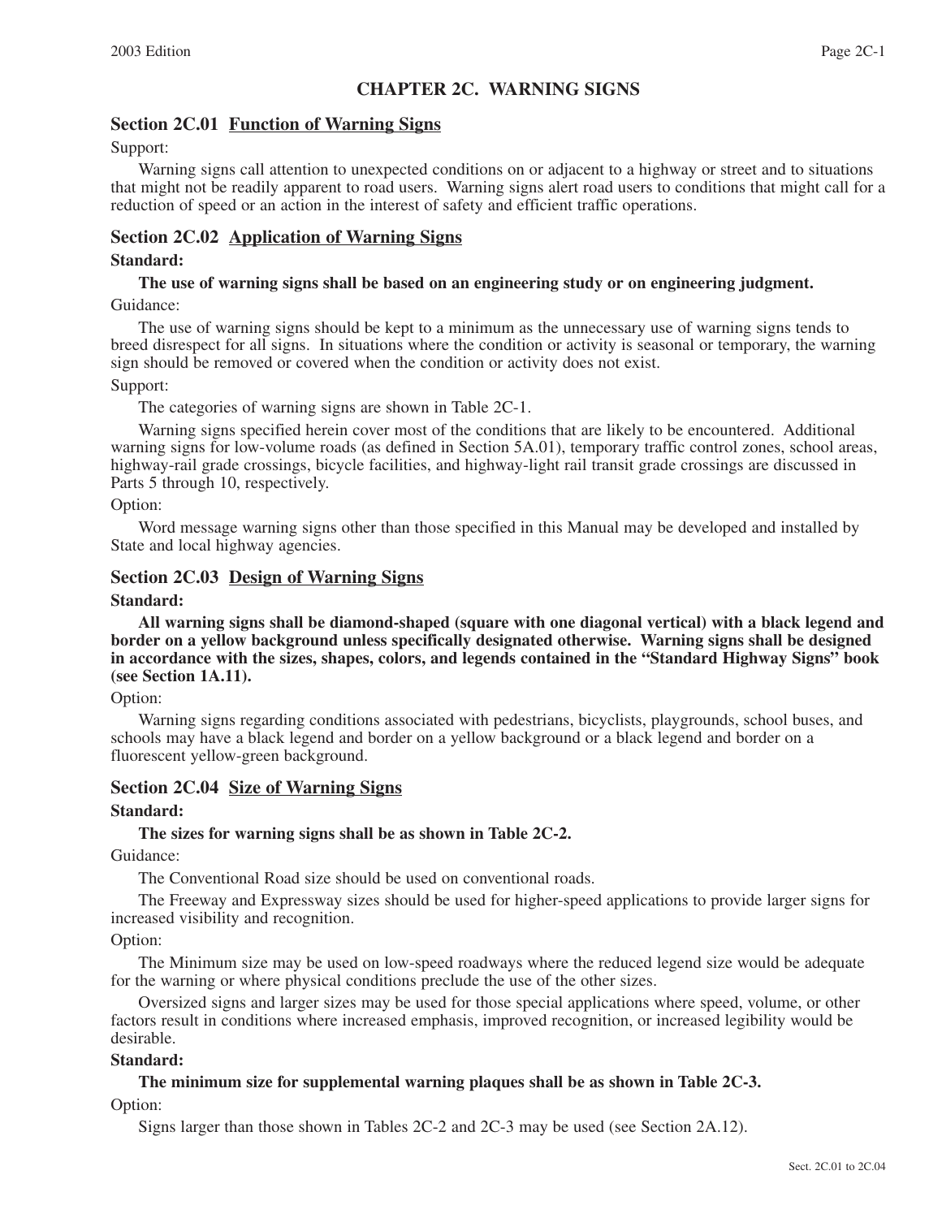# CHAPTER 2C. WARNING SIGNS

## Section 2C.01 Function of Warning Signs

Support:

Warning signs call attention to unexpected conditions on or adjacent to a highway or street and to situations that might not be readily apparent to road users. Warning signs alert road users to conditions that might call for a reduction of speed or an action in the interest of safety and efficient traffic operations.

## Section 2C.02 Application of Warning Signs

**Standard:**

**The use of warning signs shall be based on an engineering study or on engineering judgment.**

Guidance:

The use of warning signs should be kept to a minimum as the unnecessary use of warning signs tends to breed disrespect for all signs. In situations where the condition or activity is seasonal or temporary, the warning sign should be removed or covered when the condition or activity does not exist.

Support:

The categories of warning signs are shown in Table 2C-1.

Warning signs specified herein cover most of the conditions that are likely to be encountered. Additional warning signs for low-volume roads (as defined in Section 5A.01), temporary traffic control zones, school areas, highway-rail grade crossings, bicycle facilities, and highway-light rail transit grade crossings are discussed in Parts 5 through 10, respectively.

Option:

Word message warning signs other than those specified in this Manual may be developed and installed by State and local highway agencies.

## Section 2C.03 Design of Warning Signs

**Standard:**

**All warning signs shall be diamond-shaped (square with one diagonal vertical) with a black legend and border on a yellow background unless specifically designated otherwise. Warning signs shall be designed in accordance with the sizes, shapes, colors, and legends contained in the "Standard Highway Signs" book (see Section 1A.11).**

Option:

Warning signs regarding conditions associated with pedestrians, bicyclists, playgrounds, school buses, and schools may have a black legend and border on a yellow background or a black legend and border on a fluorescent yellow-green background.

## Section 2C.04 Size of Warning Signs

**Standard:**

**The sizes for warning signs shall be as shown in Table 2C-2.**

Guidance:

The Conventional Road size should be used on conventional roads.

The Freeway and Expressway sizes should be used for higher-speed applications to provide larger signs for increased visibility and recognition.

Option:

The Minimum size may be used on low-speed roadways where the reduced legend size would be adequate for the warning or where physical conditions preclude the use of the other sizes.

Oversized signs and larger sizes may be used for those special applications where speed, volume, or other factors result in conditions where increased emphasis, improved recognition, or increased legibility would be desirable.

**Standard:**

**The minimum size for supplemental warning plaques shall be as shown in Table 2C-3.**

Option:

Signs larger than those shown in Tables 2C-2 and 2C-3 may be used (see Section 2A.12).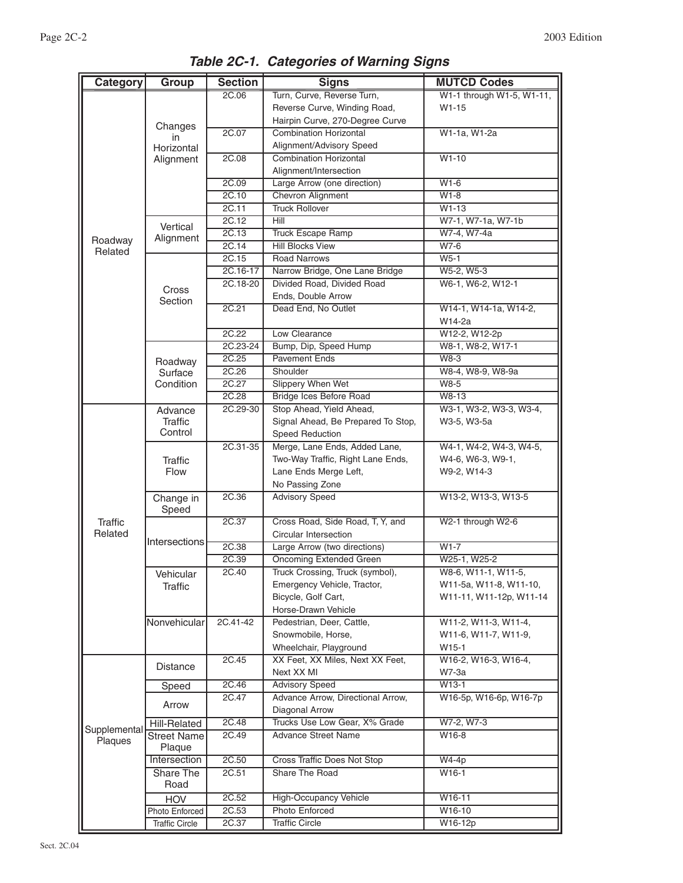## *Table 2C-1. Categories of Warning Signs*

| Category | Group | Section | Signs | MUTCD Codes |
|---|---|---|---|---|
| Roadway Related | Changes in Horizontal Alignment | 2C.06 | Turn, Curve, Reverse Turn, Reverse Curve, Winding Road, Hairpin Curve, 270-Degree Curve | W1-1 through W1-5, W1-11, W1-15 |
| | | 2C.07 | Combination Horizontal Alignment/Advisory Speed | W1-1a, W1-2a |
| | | 2C.08 | Combination Horizontal Alignment/Intersection | W1-10 |
| | | 2C.09 | Large Arrow (one direction) | W1-6 |
| | | 2C.10 | Chevron Alignment | W1-8 |
| | | 2C.11 | Truck Rollover | W1-13 |
| | Vertical Alignment | 2C.12 | Hill | W7-1, W7-1a, W7-1b |
| | | 2C.13 | Truck Escape Ramp | W7-4, W7-4a |
| | | 2C.14 | Hill Blocks View | W7-6 |
| | Cross Section | 2C.15 | Road Narrows | W5-1 |
| | | 2C.16-17 | Narrow Bridge, One Lane Bridge | W5-2, W5-3 |
| | | 2C.18-20 | Divided Road, Divided Road Ends, Double Arrow | W6-1, W6-2, W12-1 |
| | | 2C.21 | Dead End, No Outlet | W14-1, W14-1a, W14-2, W14-2a |
| | | 2C.22 | Low Clearance | W12-2, W12-2p |
| | Roadway Surface Condition | 2C.23-24 | Bump, Dip, Speed Hump | W8-1, W8-2, W17-1 |
| | | 2C.25 | Pavement Ends | W8-3 |
| | | 2C.26 | Shoulder | W8-4, W8-9, W8-9a |
| | | 2C.27 | Slippery When Wet | W8-5 |
| | | 2C.28 | Bridge Ices Before Road | W8-13 |
| Traffic Related | Advance Traffic Control | 2C.29-30 | Stop Ahead, Yield Ahead, Signal Ahead, Be Prepared To Stop, Speed Reduction | W3-1, W3-2, W3-3, W3-4, W3-5, W3-5a |
| | Traffic Flow | 2C.31-35 | Merge, Lane Ends, Added Lane, Two-Way Traffic, Right Lane Ends, Lane Ends Merge Left, No Passing Zone | W4-1, W4-2, W4-3, W4-5, W4-6, W6-3, W9-1, W9-2, W14-3 |
| | Change in Speed | 2C.36 | Advisory Speed | W13-2, W13-3, W13-5 |
| | Intersections | 2C.37 | Cross Road, Side Road, T, Y, and Circular Intersection | W2-1 through W2-6 |
| | | 2C.38 | Large Arrow (two directions) | W1-7 |
| | | 2C.39 | Oncoming Extended Green | W25-1, W25-2 |
| | Vehicular Traffic | 2C.40 | Truck Crossing, Truck (symbol), Emergency Vehicle, Tractor, Bicycle, Golf Cart, Horse-Drawn Vehicle | W8-6, W11-1, W11-5, W11-5a, W11-8, W11-10, W11-11, W11-12p, W11-14 |
| | Nonvehicular | 2C.41-42 | Pedestrian, Deer, Cattle, Snowmobile, Horse, Wheelchair, Playground | W11-2, W11-3, W11-4, W11-6, W11-7, W11-9, W15-1 |
| Supplemental Plaques | Distance | 2C.45 | XX Feet, XX Miles, Next XX Feet, Next XX MI | W16-2, W16-3, W16-4, W7-3a |
| | Speed | 2C.46 | Advisory Speed | W13-1 |
| | Arrow | 2C.47 | Advance Arrow, Directional Arrow, Diagonal Arrow | W16-5p, W16-6p, W16-7p |
| | Hill-Related | 2C.48 | Trucks Use Low Gear, X% Grade | W7-2, W7-3 |
| | Street Name Plaque | 2C.49 | Advance Street Name | W16-8 |
| | Intersection | 2C.50 | Cross Traffic Does Not Stop | W4-4p |
| | Share The Road | 2C.51 | Share The Road | W16-1 |
| | HOV | 2C.52 | High-Occupancy Vehicle | W16-11 |
| | Photo Enforced | 2C.53 | Photo Enforced | W16-10 |
| | Traffic Circle | 2C.37 | Traffic Circle | W16-12p |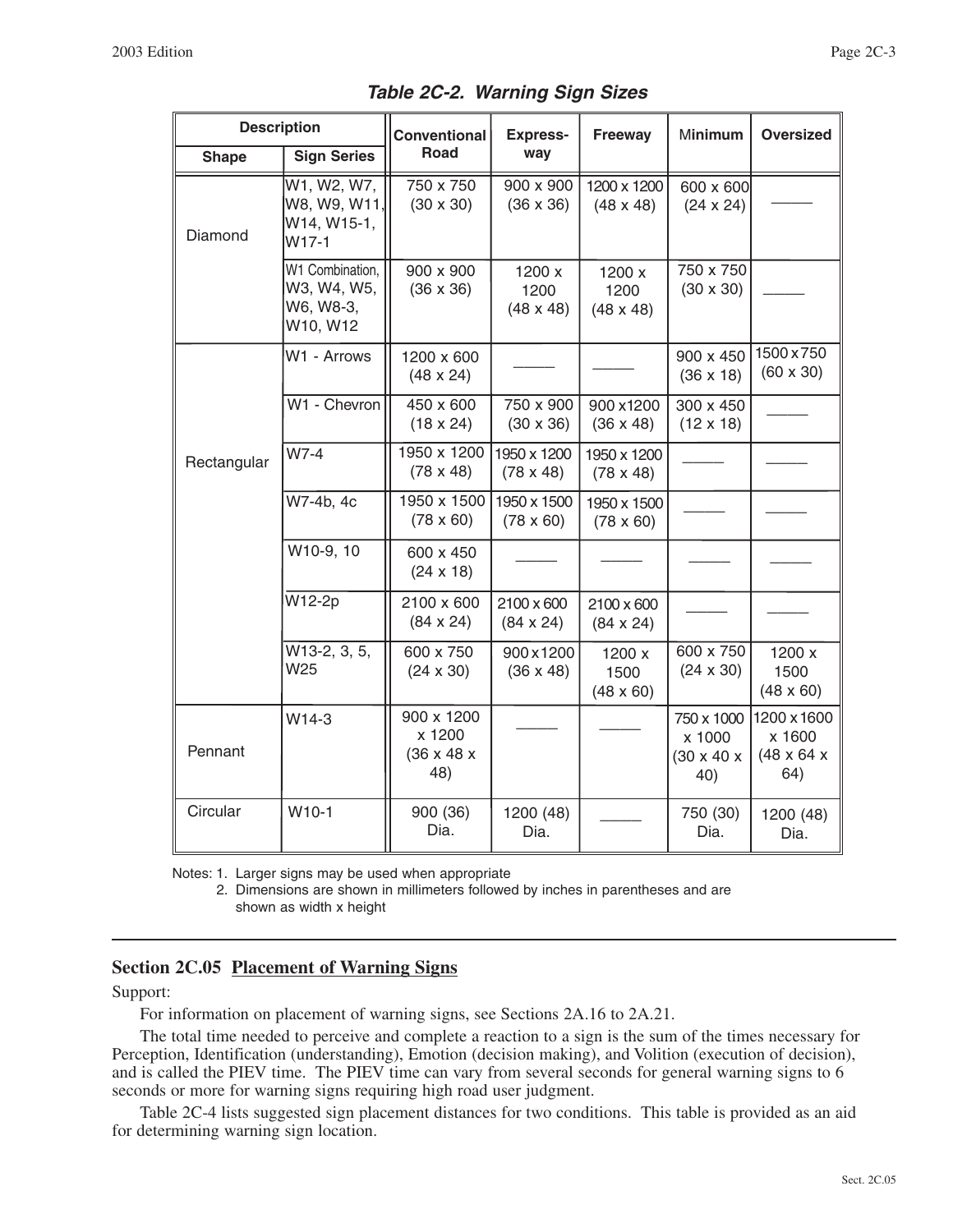**Table 2C-2. Warning Sign Sizes**

| Description | | Conventional Road | Express-way | Freeway | Minimum | Oversized |
|---|---|---|---|---|---|---|
| Shape | Sign Series | | | | | |
| Diamond | W1, W2, W7, W8, W9, W11, W14, W15-1, W17-1 | 750 x 750 (30 x 30) | 900 x 900 (36 x 36) | 1200 x 1200 (48 x 48) | 600 x 600 (24 x 24) | ——— |
| | W1 Combination, W3, W4, W5, W6, W8-3, W10, W12 | 900 x 900 (36 x 36) | 1200 x 1200 (48 x 48) | 1200 x 1200 (48 x 48) | 750 x 750 (30 x 30) | ——— |
| Rectangular | W1 - Arrows | 1200 x 600 (48 x 24) | ——— | ——— | 900 x 450 (36 x 18) | 1500 x 750 (60 x 30) |
| | W1 - Chevron | 450 x 600 (18 x 24) | 750 x 900 (30 x 36) | 900 x1200 (36 x 48) | 300 x 450 (12 x 18) | ——— |
| | W7-4 | 1950 x 1200 (78 x 48) | 1950 x 1200 (78 x 48) | 1950 x 1200 (78 x 48) | ——— | ——— |
| | W7-4b, 4c | 1950 x 1500 (78 x 60) | 1950 x 1500 (78 x 60) | 1950 x 1500 (78 x 60) | ——— | ——— |
| | W10-9, 10 | 600 x 450 (24 x 18) | ——— | ——— | ——— | ——— |
| | W12-2p | 2100 x 600 (84 x 24) | 2100 x 600 (84 x 24) | 2100 x 600 (84 x 24) | ——— | ——— |
| | W13-2, 3, 5, W25 | 600 x 750 (24 x 30) | 900 x 1200 (36 x 48) | 1200 x 1500 (48 x 60) | 600 x 750 (24 x 30) | 1200 x 1500 (48 x 60) |
| Pennant | W14-3 | 900 x 1200 x 1200 (36 x 48 x 48) | ——— | ——— | 750 x 1000 x 1000 (30 x 40 x 40) | 1200 x 1600 x 1600 (48 x 64 x 64) |
| Circular | W10-1 | 900 (36) Dia. | 1200 (48) Dia. | ——— | 750 (30) Dia. | 1200 (48) Dia. |

Notes: 1. Larger signs may be used when appropriate
2. Dimensions are shown in millimeters followed by inches in parentheses and are shown as width x height

## Section 2C.05 Placement of Warning Signs

Support:

For information on placement of warning signs, see Sections 2A.16 to 2A.21.

The total time needed to perceive and complete a reaction to a sign is the sum of the times necessary for Perception, Identification (understanding), Emotion (decision making), and Volition (execution of decision), and is called the PIEV time. The PIEV time can vary from several seconds for general warning signs to 6 seconds or more for warning signs requiring high road user judgment.

Table 2C-4 lists suggested sign placement distances for two conditions. This table is provided as an aid for determining warning sign location.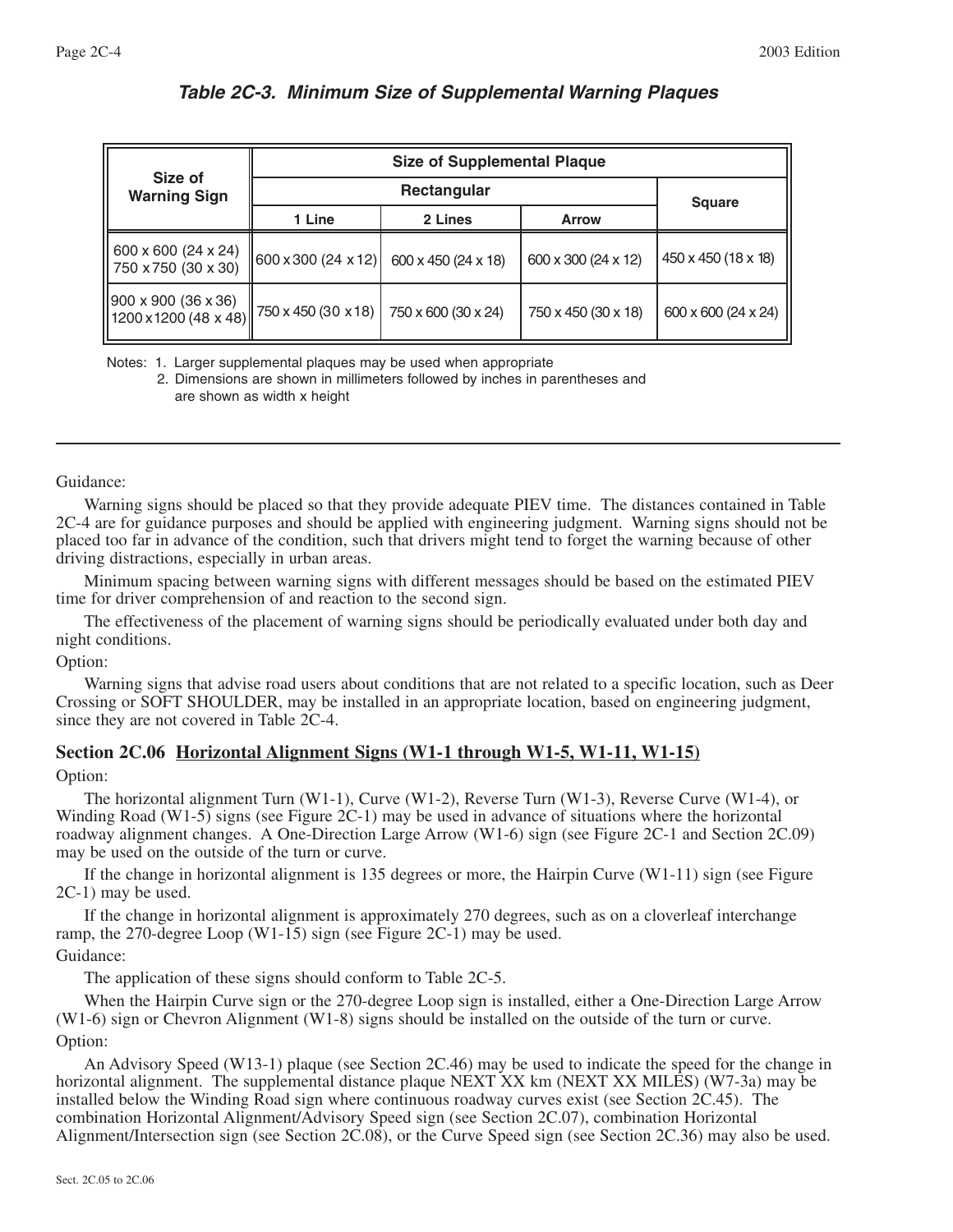**Table 2C-3. Minimum Size of Supplemental Warning Plaques**

| Size of Warning Sign | Size of Supplemental Plaque | | | |
|---|---|---|---|---|
| | Rectangular | | | Square |
| | 1 Line | 2 Lines | Arrow | |
| 600 x 600 (24 x 24) 750 x 750 (30 x 30) | 600 x 300 (24 x 12) | 600 x 450 (24 x 18) | 600 x 300 (24 x 12) | 450 x 450 (18 x 18) |
| 900 x 900 (36 x 36) 1200 x 1200 (48 x 48) | 750 x 450 (30 x 18) | 750 x 600 (30 x 24) | 750 x 450 (30 x 18) | 600 x 600 (24 x 24) |

Notes: 1. Larger supplemental plaques may be used when appropriate
2. Dimensions are shown in millimeters followed by inches in parentheses and are shown as width x height

Guidance:

Warning signs should be placed so that they provide adequate PIEV time. The distances contained in Table 2C-4 are for guidance purposes and should be applied with engineering judgment. Warning signs should not be placed too far in advance of the condition, such that drivers might tend to forget the warning because of other driving distractions, especially in urban areas.

Minimum spacing between warning signs with different messages should be based on the estimated PIEV time for driver comprehension of and reaction to the second sign.

The effectiveness of the placement of warning signs should be periodically evaluated under both day and night conditions.

Option:

Warning signs that advise road users about conditions that are not related to a specific location, such as Deer Crossing or SOFT SHOULDER, may be installed in an appropriate location, based on engineering judgment, since they are not covered in Table 2C-4.

## Section 2C.06 Horizontal Alignment Signs (W1-1 through W1-5, W1-11, W1-15)

Option:

The horizontal alignment Turn (W1-1), Curve (W1-2), Reverse Turn (W1-3), Reverse Curve (W1-4), or Winding Road (W1-5) signs (see Figure 2C-1) may be used in advance of situations where the horizontal roadway alignment changes. A One-Direction Large Arrow (W1-6) sign (see Figure 2C-1 and Section 2C.09) may be used on the outside of the turn or curve.

If the change in horizontal alignment is 135 degrees or more, the Hairpin Curve (W1-11) sign (see Figure 2C-1) may be used.

If the change in horizontal alignment is approximately 270 degrees, such as on a cloverleaf interchange ramp, the 270-degree Loop (W1-15) sign (see Figure 2C-1) may be used.

Guidance:

The application of these signs should conform to Table 2C-5.

When the Hairpin Curve sign or the 270-degree Loop sign is installed, either a One-Direction Large Arrow (W1-6) sign or Chevron Alignment (W1-8) signs should be installed on the outside of the turn or curve.

Option:

An Advisory Speed (W13-1) plaque (see Section 2C.46) may be used to indicate the speed for the change in horizontal alignment. The supplemental distance plaque NEXT XX km (NEXT XX MILES) (W7-3a) may be installed below the Winding Road sign where continuous roadway curves exist (see Section 2C.45). The combination Horizontal Alignment/Advisory Speed sign (see Section 2C.07), combination Horizontal Alignment/Intersection sign (see Section 2C.08), or the Curve Speed sign (see Section 2C.36) may also be used.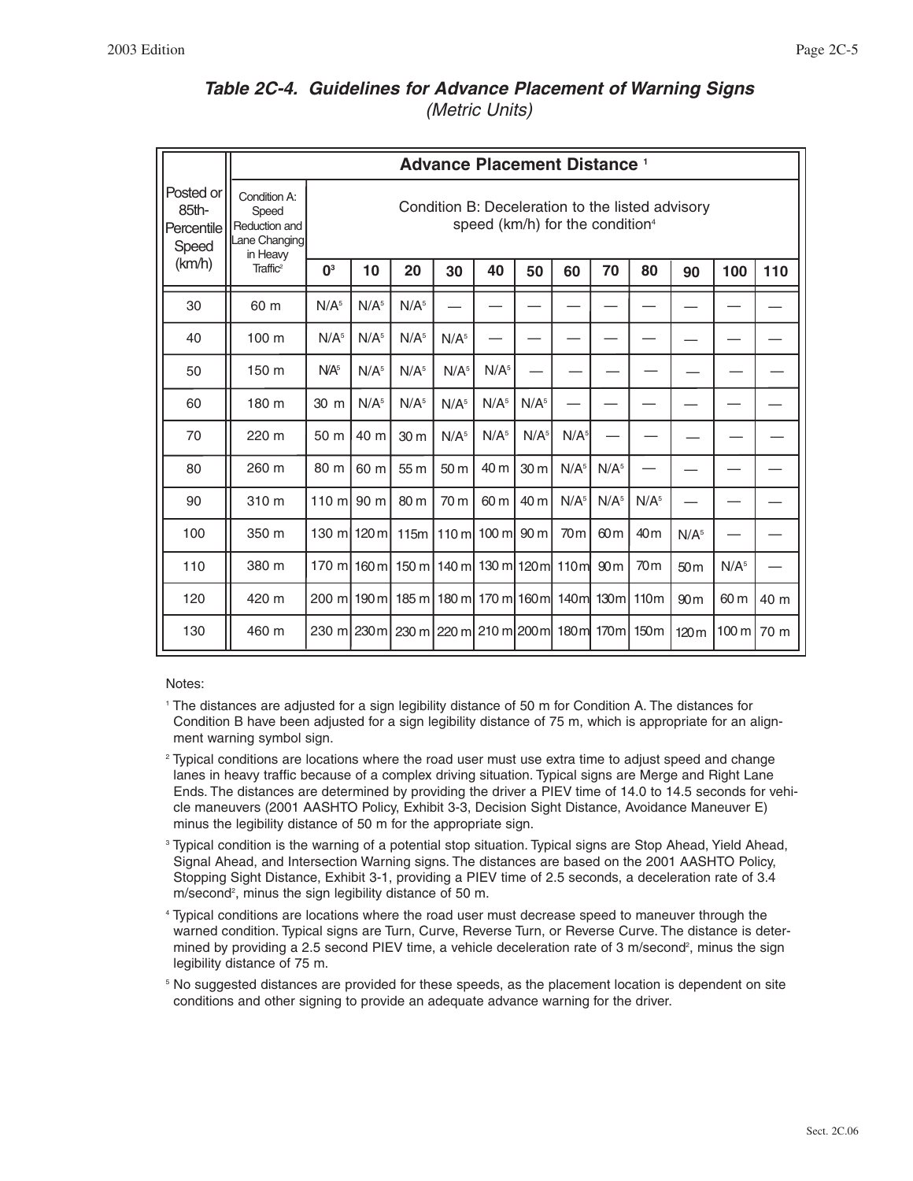### *Table 2C-4. Guidelines for Advance Placement of Warning Signs*
*(Metric Units)*

| Posted or 85th-Percentile Speed (km/h) | Advance Placement Distance [1] | | | | | | | | | | | | |
|---|---|---|---|---|---|---|---|---|---|---|---|---|---|
| | Condition A: Speed Reduction and Lane Changing in Heavy Traffic[2] | Condition B: Deceleration to the listed advisory speed (km/h) for the condition[4] | | | | | | | | | | | |
| | | 0[3] | 10 | 20 | 30 | 40 | 50 | 60 | 70 | 80 | 90 | 100 | 110 |
| 30 | 60 m | N/A[5] | N/A[5] | N/A[5] | — | — | — | — | — | — | — | — | — |
| 40 | 100 m | N/A[5] | N/A[5] | N/A[5] | N/A[5] | — | — | — | — | — | — | — | — |
| 50 | 150 m | N/A[5] | N/A[5] | N/A[5] | N/A[5] | N/A[5] | — | — | — | — | — | — | — |
| 60 | 180 m | 30 m | N/A[5] | N/A[5] | N/A[5] | N/A[5] | N/A[5] | — | — | — | — | — | — |
| 70 | 220 m | 50 m | 40 m | 30 m | N/A[5] | N/A[5] | N/A[5] | N/A[5] | — | — | — | — | — |
| 80 | 260 m | 80 m | 60 m | 55 m | 50 m | 40 m | 30 m | N/A[5] | N/A[5] | — | — | — | — |
| 90 | 310 m | 110 m | 90 m | 80 m | 70 m | 60 m | 40 m | N/A[5] | N/A[5] | N/A[5] | — | — | — |
| 100 | 350 m | 130 m | 120 m | 115m | 110 m | 100 m | 90 m | 70 m | 60 m | 40 m | N/A[5] | — | — |
| 110 | 380 m | 170 m | 160 m | 150 m | 140 m | 130 m | 120 m | 110 m | 90 m | 70 m | 50 m | N/A[5] | — |
| 120 | 420 m | 200 m | 190 m | 185 m | 180 m | 170 m | 160 m | 140 m | 130 m | 110 m | 90 m | 60 m | 40 m |
| 130 | 460 m | 230 m | 230 m | 230 m | 220 m | 210 m | 200 m | 180 m | 170 m | 150 m | 120 m | 100 m | 70 m |

Notes:

[1] The distances are adjusted for a sign legibility distance of 50 m for Condition A. The distances for Condition B have been adjusted for a sign legibility distance of 75 m, which is appropriate for an alignment warning symbol sign.

[2] Typical conditions are locations where the road user must use extra time to adjust speed and change lanes in heavy traffic because of a complex driving situation. Typical signs are Merge and Right Lane Ends. The distances are determined by providing the driver a PIEV time of 14.0 to 14.5 seconds for vehicle maneuvers (2001 AASHTO Policy, Exhibit 3-3, Decision Sight Distance, Avoidance Maneuver E) minus the legibility distance of 50 m for the appropriate sign.

[3] Typical condition is the warning of a potential stop situation. Typical signs are Stop Ahead, Yield Ahead, Signal Ahead, and Intersection Warning signs. The distances are based on the 2001 AASHTO Policy, Stopping Sight Distance, Exhibit 3-1, providing a PIEV time of 2.5 seconds, a deceleration rate of 3.4 m/second$^2$, minus the sign legibility distance of 50 m.

[4] Typical conditions are locations where the road user must decrease speed to maneuver through the warned condition. Typical signs are Turn, Curve, Reverse Turn, or Reverse Curve. The distance is determined by providing a 2.5 second PIEV time, a vehicle deceleration rate of 3 m/second$^2$, minus the sign legibility distance of 75 m.

[5] No suggested distances are provided for these speeds, as the placement location is dependent on site conditions and other signing to provide an adequate advance warning for the driver.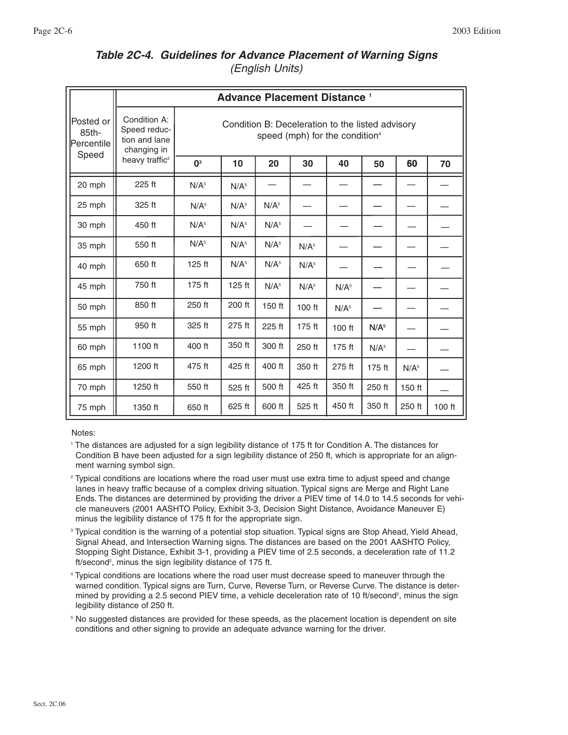### *Table 2C-4. Guidelines for Advance Placement of Warning Signs*
*(English Units)*

| Posted or 85th-Percentile Speed | Advance Placement Distance [1] | | | | | | | | |
|---|---|---|---|---|---|---|---|---|---|
| | Condition A: Speed reduction and lane changing in heavy traffic[2] | Condition B: Deceleration to the listed advisory speed (mph) for the condition[4] | | | | | | | |
| | | 0[3] | 10 | 20 | 30 | 40 | 50 | 60 | 70 |
| 20 mph | 225 ft | N/A[5] | N/A[5] | — | — | — | — | — | — |
| 25 mph | 325 ft | N/A[5] | N/A[5] | N/A[5] | — | — | — | — | — |
| 30 mph | 450 ft | N/A[5] | N/A[5] | N/A[5] | — | — | — | — | — |
| 35 mph | 550 ft | N/A[5] | N/A[5] | N/A[5] | N/A[5] | — | — | — | — |
| 40 mph | 650 ft | 125 ft | N/A[5] | N/A[5] | N/A[5] | — | — | — | — |
| 45 mph | 750 ft | 175 ft | 125 ft | N/A[5] | N/A[5] | N/A[5] | — | — | — |
| 50 mph | 850 ft | 250 ft | 200 ft | 150 ft | 100 ft | N/A[5] | — | — | — |
| 55 mph | 950 ft | 325 ft | 275 ft | 225 ft | 175 ft | 100 ft | N/A[5] | — | — |
| 60 mph | 1100 ft | 400 ft | 350 ft | 300 ft | 250 ft | 175 ft | N/A[5] | — | — |
| 65 mph | 1200 ft | 475 ft | 425 ft | 400 ft | 350 ft | 275 ft | 175 ft | N/A[5] | — |
| 70 mph | 1250 ft | 550 ft | 525 ft | 500 ft | 425 ft | 350 ft | 250 ft | 150 ft | — |
| 75 mph | 1350 ft | 650 ft | 625 ft | 600 ft | 525 ft | 450 ft | 350 ft | 250 ft | 100 ft |

Notes:

[1] The distances are adjusted for a sign legibility distance of 175 ft for Condition A. The distances for Condition B have been adjusted for a sign legibility distance of 250 ft, which is appropriate for an alignment warning symbol sign.

[2] Typical conditions are locations where the road user must use extra time to adjust speed and change lanes in heavy traffic because of a complex driving situation. Typical signs are Merge and Right Lane Ends. The distances are determined by providing the driver a PIEV time of 14.0 to 14.5 seconds for vehicle maneuvers (2001 AASHTO Policy, Exhibit 3-3, Decision Sight Distance, Avoidance Maneuver E) minus the legibility distance of 175 ft for the appropriate sign.

[3] Typical condition is the warning of a potential stop situation. Typical signs are Stop Ahead, Yield Ahead, Signal Ahead, and Intersection Warning signs. The distances are based on the 2001 AASHTO Policy, Stopping Sight Distance, Exhibit 3-1, providing a PIEV time of 2.5 seconds, a deceleration rate of 11.2 ft/second$^2$, minus the sign legibility distance of 175 ft.

[4] Typical conditions are locations where the road user must decrease speed to maneuver through the warned condition. Typical signs are Turn, Curve, Reverse Turn, or Reverse Curve. The distance is determined by providing a 2.5 second PIEV time, a vehicle deceleration rate of 10 ft/second$^2$, minus the sign legibility distance of 250 ft.

[5] No suggested distances are provided for these speeds, as the placement location is dependent on site conditions and other signing to provide an adequate advance warning for the driver.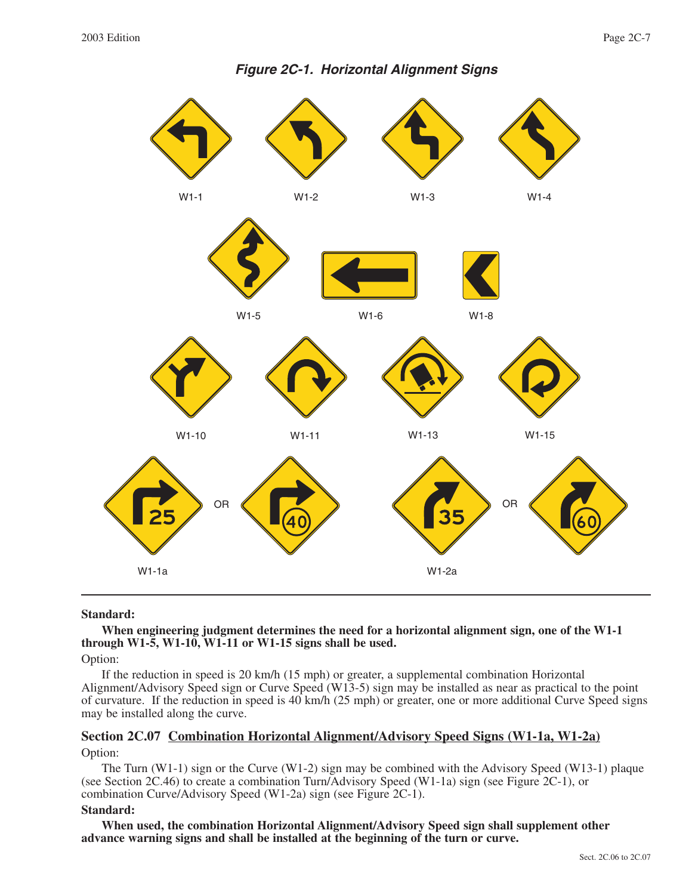*Figure 2C-1. Horizontal Alignment Signs*

W1-1 W1-2 W1-3 W1-4

W1-5 W1-6 W1-8

W1-10 W1-11 W1-13 W1-15

W1-1a OR W1-2a OR

**Standard:**

**When engineering judgment determines the need for a horizontal alignment sign, one of the W1-1 through W1-5, W1-10, W1-11 or W1-15 signs shall be used.**

Option:

If the reduction in speed is 20 km/h (15 mph) or greater, a supplemental combination Horizontal Alignment/Advisory Speed sign or Curve Speed (W13-5) sign may be installed as near as practical to the point of curvature. If the reduction in speed is 40 km/h (25 mph) or greater, one or more additional Curve Speed signs may be installed along the curve.

## Section 2C.07 Combination Horizontal Alignment/Advisory Speed Signs (W1-1a, W1-2a)

Option:

The Turn (W1-1) sign or the Curve (W1-2) sign may be combined with the Advisory Speed (W13-1) plaque (see Section 2C.46) to create a combination Turn/Advisory Speed (W1-1a) sign (see Figure 2C-1), or combination Curve/Advisory Speed (W1-2a) sign (see Figure 2C-1).

**Standard:**

**When used, the combination Horizontal Alignment/Advisory Speed sign shall supplement other advance warning signs and shall be installed at the beginning of the turn or curve.**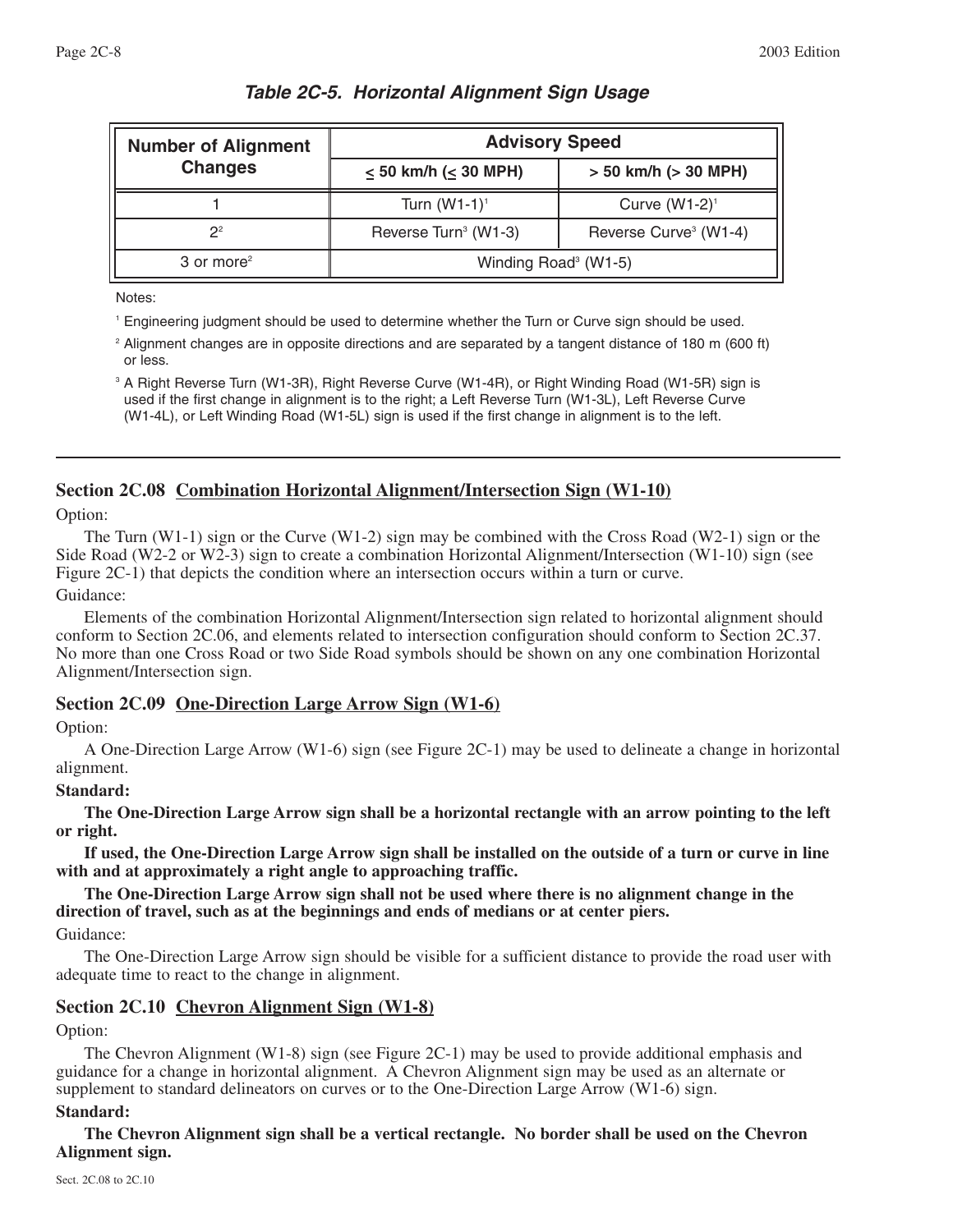***Table 2C-5. Horizontal Alignment Sign Usage***

| Number of Alignment Changes | Advisory Speed | |
|---|---|---|
| | ≤ 50 km/h (≤ 30 MPH) | > 50 km/h (> 30 MPH) |
| 1 | Turn (W1-1)[1] | Curve (W1-2)[1] |
| 2[2] | Reverse Turn[3] (W1-3) | Reverse Curve[3] (W1-4) |
| 3 or more[2] | Winding Road[3] (W1-5) | |

Notes:

[1] Engineering judgment should be used to determine whether the Turn or Curve sign should be used.

[2] Alignment changes are in opposite directions and are separated by a tangent distance of 180 m (600 ft) or less.

[3] A Right Reverse Turn (W1-3R), Right Reverse Curve (W1-4R), or Right Winding Road (W1-5R) sign is used if the first change in alignment is to the right; a Left Reverse Turn (W1-3L), Left Reverse Curve (W1-4L), or Left Winding Road (W1-5L) sign is used if the first change in alignment is to the left.

---

## Section 2C.08 Combination Horizontal Alignment/Intersection Sign (W1-10)

Option:

The Turn (W1-1) sign or the Curve (W1-2) sign may be combined with the Cross Road (W2-1) sign or the Side Road (W2-2 or W2-3) sign to create a combination Horizontal Alignment/Intersection (W1-10) sign (see Figure 2C-1) that depicts the condition where an intersection occurs within a turn or curve.

Guidance:

Elements of the combination Horizontal Alignment/Intersection sign related to horizontal alignment should conform to Section 2C.06, and elements related to intersection configuration should conform to Section 2C.37. No more than one Cross Road or two Side Road symbols should be shown on any one combination Horizontal Alignment/Intersection sign.

## Section 2C.09 One-Direction Large Arrow Sign (W1-6)

Option:

A One-Direction Large Arrow (W1-6) sign (see Figure 2C-1) may be used to delineate a change in horizontal alignment.

**Standard:**

**The One-Direction Large Arrow sign shall be a horizontal rectangle with an arrow pointing to the left or right.**

**If used, the One-Direction Large Arrow sign shall be installed on the outside of a turn or curve in line with and at approximately a right angle to approaching traffic.**

**The One-Direction Large Arrow sign shall not be used where there is no alignment change in the direction of travel, such as at the beginnings and ends of medians or at center piers.**

Guidance:

The One-Direction Large Arrow sign should be visible for a sufficient distance to provide the road user with adequate time to react to the change in alignment.

## Section 2C.10 Chevron Alignment Sign (W1-8)

Option:

The Chevron Alignment (W1-8) sign (see Figure 2C-1) may be used to provide additional emphasis and guidance for a change in horizontal alignment. A Chevron Alignment sign may be used as an alternate or supplement to standard delineators on curves or to the One-Direction Large Arrow (W1-6) sign.

**Standard:**

**The Chevron Alignment sign shall be a vertical rectangle. No border shall be used on the Chevron Alignment sign.**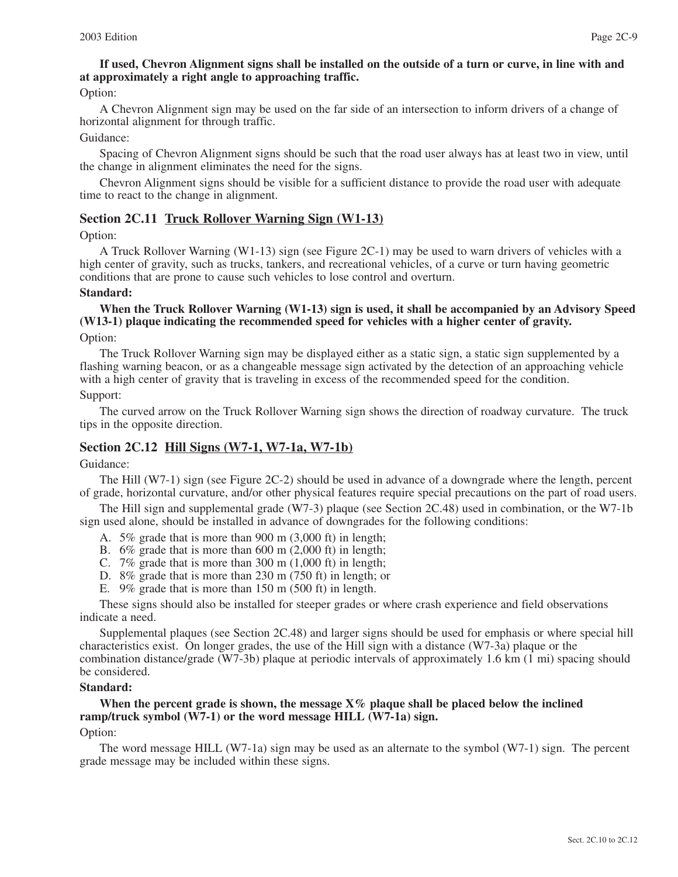**If used, Chevron Alignment signs shall be installed on the outside of a turn or curve, in line with and at approximately a right angle to approaching traffic.**

Option:

A Chevron Alignment sign may be used on the far side of an intersection to inform drivers of a change of horizontal alignment for through traffic.

Guidance:

Spacing of Chevron Alignment signs should be such that the road user always has at least two in view, until the change in alignment eliminates the need for the signs.

Chevron Alignment signs should be visible for a sufficient distance to provide the road user with adequate time to react to the change in alignment.

## Section 2C.11 Truck Rollover Warning Sign (W1-13)

Option:

A Truck Rollover Warning (W1-13) sign (see Figure 2C-1) may be used to warn drivers of vehicles with a high center of gravity, such as trucks, tankers, and recreational vehicles, of a curve or turn having geometric conditions that are prone to cause such vehicles to lose control and overturn.

**Standard:**

**When the Truck Rollover Warning (W1-13) sign is used, it shall be accompanied by an Advisory Speed (W13-1) plaque indicating the recommended speed for vehicles with a higher center of gravity.**

Option:

The Truck Rollover Warning sign may be displayed either as a static sign, a static sign supplemented by a flashing warning beacon, or as a changeable message sign activated by the detection of an approaching vehicle with a high center of gravity that is traveling in excess of the recommended speed for the condition.

Support:

The curved arrow on the Truck Rollover Warning sign shows the direction of roadway curvature. The truck tips in the opposite direction.

## Section 2C.12 Hill Signs (W7-1, W7-1a, W7-1b)

Guidance:

The Hill (W7-1) sign (see Figure 2C-2) should be used in advance of a downgrade where the length, percent of grade, horizontal curvature, and/or other physical features require special precautions on the part of road users.

The Hill sign and supplemental grade (W7-3) plaque (see Section 2C.48) used in combination, or the W7-1b sign used alone, should be installed in advance of downgrades for the following conditions:

A. 5% grade that is more than 900 m (3,000 ft) in length;
B. 6% grade that is more than 600 m (2,000 ft) in length;
C. 7% grade that is more than 300 m (1,000 ft) in length;
D. 8% grade that is more than 230 m (750 ft) in length; or
E. 9% grade that is more than 150 m (500 ft) in length.

These signs should also be installed for steeper grades or where crash experience and field observations indicate a need.

Supplemental plaques (see Section 2C.48) and larger signs should be used for emphasis or where special hill characteristics exist. On longer grades, the use of the Hill sign with a distance (W7-3a) plaque or the combination distance/grade (W7-3b) plaque at periodic intervals of approximately 1.6 km (1 mi) spacing should be considered.

**Standard:**

**When the percent grade is shown, the message X% plaque shall be placed below the inclined ramp/truck symbol (W7-1) or the word message HILL (W7-1a) sign.**

Option:

The word message HILL (W7-1a) sign may be used as an alternate to the symbol (W7-1) sign. The percent grade message may be included within these signs.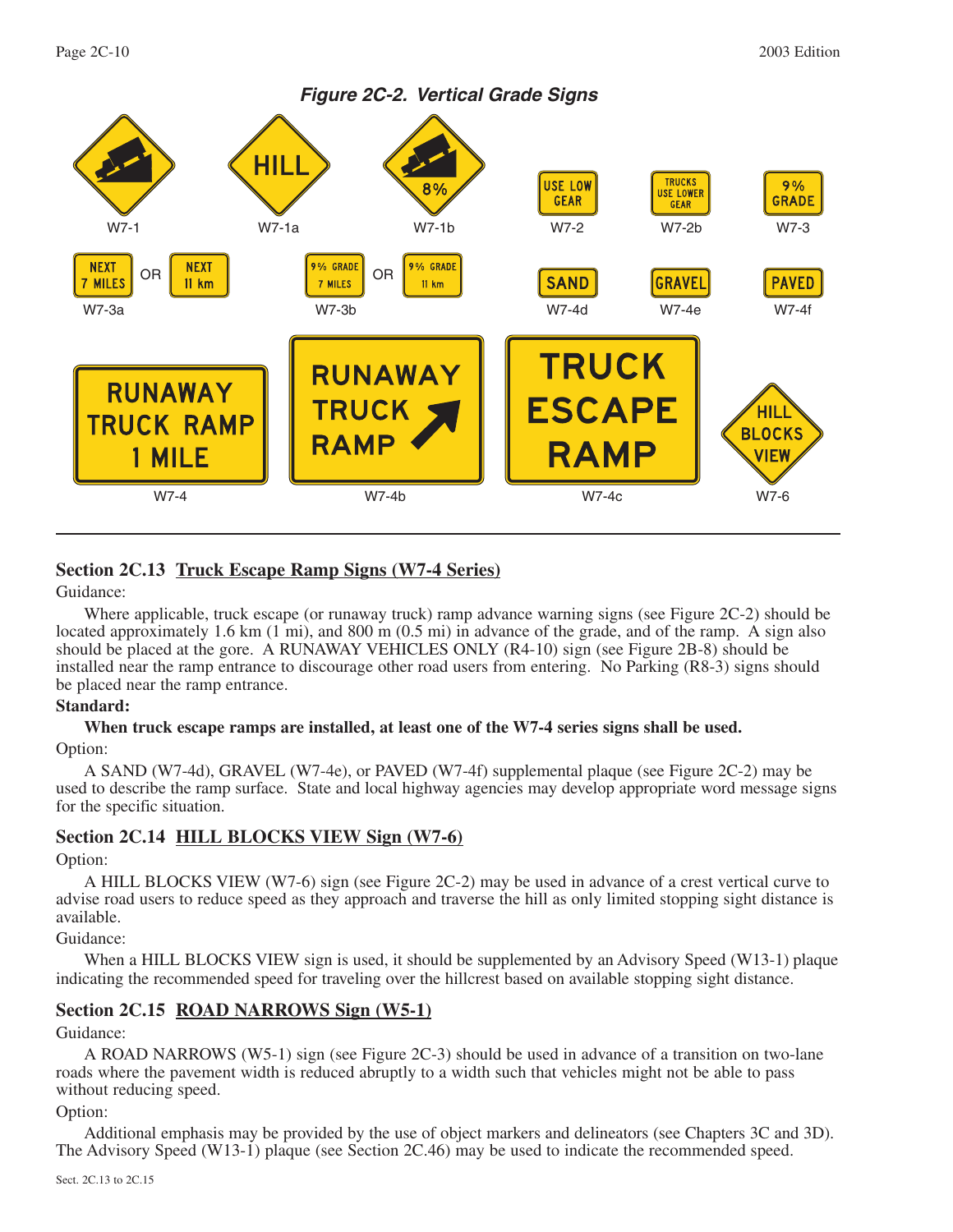*Figure 2C-2. Vertical Grade Signs*

## Section 2C.13 Truck Escape Ramp Signs (W7-4 Series)

Guidance:

Where applicable, truck escape (or runaway truck) ramp advance warning signs (see Figure 2C-2) should be located approximately 1.6 km (1 mi), and 800 m (0.5 mi) in advance of the grade, and of the ramp. A sign also should be placed at the gore. A RUNAWAY VEHICLES ONLY (R4-10) sign (see Figure 2B-8) should be installed near the ramp entrance to discourage other road users from entering. No Parking (R8-3) signs should be placed near the ramp entrance.

**Standard:**

**When truck escape ramps are installed, at least one of the W7-4 series signs shall be used.**

Option:

A SAND (W7-4d), GRAVEL (W7-4e), or PAVED (W7-4f) supplemental plaque (see Figure 2C-2) may be used to describe the ramp surface. State and local highway agencies may develop appropriate word message signs for the specific situation.

## Section 2C.14 HILL BLOCKS VIEW Sign (W7-6)

Option:

A HILL BLOCKS VIEW (W7-6) sign (see Figure 2C-2) may be used in advance of a crest vertical curve to advise road users to reduce speed as they approach and traverse the hill as only limited stopping sight distance is available.

Guidance:

When a HILL BLOCKS VIEW sign is used, it should be supplemented by an Advisory Speed (W13-1) plaque indicating the recommended speed for traveling over the hillcrest based on available stopping sight distance.

## Section 2C.15 ROAD NARROWS Sign (W5-1)

Guidance:

A ROAD NARROWS (W5-1) sign (see Figure 2C-3) should be used in advance of a transition on two-lane roads where the pavement width is reduced abruptly to a width such that vehicles might not be able to pass without reducing speed.

Option:

Additional emphasis may be provided by the use of object markers and delineators (see Chapters 3C and 3D). The Advisory Speed (W13-1) plaque (see Section 2C.46) may be used to indicate the recommended speed.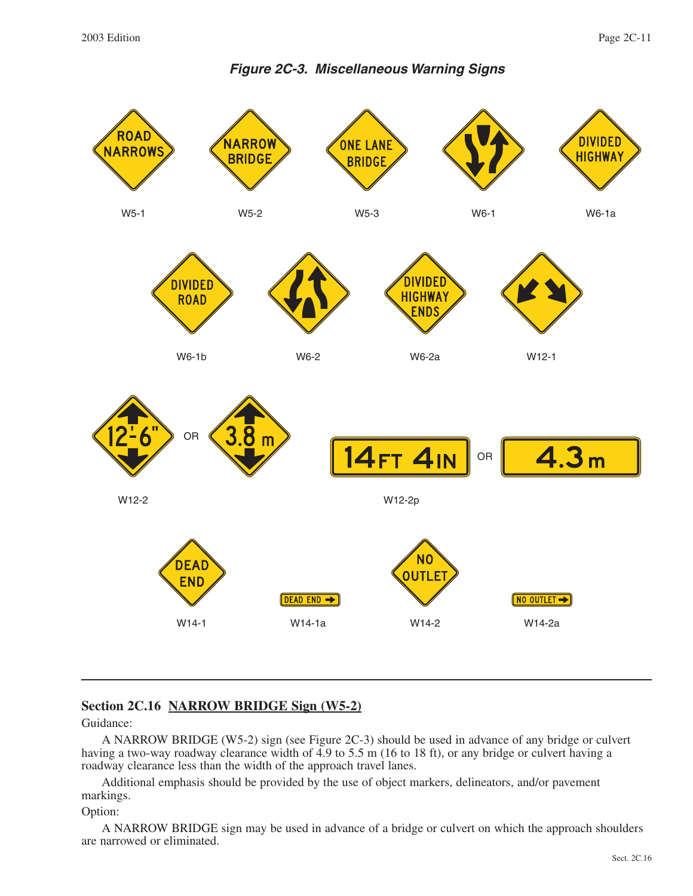***Figure 2C-3. Miscellaneous Warning Signs***

ROAD NARROWS — W5-1

NARROW BRIDGE — W5-2

ONE LANE BRIDGE — W5-3

W6-1

DIVIDED HIGHWAY — W6-1a

DIVIDED ROAD — W6-1b

W6-2

DIVIDED HIGHWAY ENDS — W6-2a

W12-1

12'-6" OR 3.8 m — W12-2

14 FT 4 IN OR 4.3 m — W12-2p

DEAD END — W14-1

DEAD END → — W14-1a

NO OUTLET — W14-2

NO OUTLET → — W14-2a

## Section 2C.16 NARROW BRIDGE Sign (W5-2)

Guidance:

A NARROW BRIDGE (W5-2) sign (see Figure 2C-3) should be used in advance of any bridge or culvert having a two-way roadway clearance width of 4.9 to 5.5 m (16 to 18 ft), or any bridge or culvert having a roadway clearance less than the width of the approach travel lanes.

Additional emphasis should be provided by the use of object markers, delineators, and/or pavement markings.

Option:

A NARROW BRIDGE sign may be used in advance of a bridge or culvert on which the approach shoulders are narrowed or eliminated.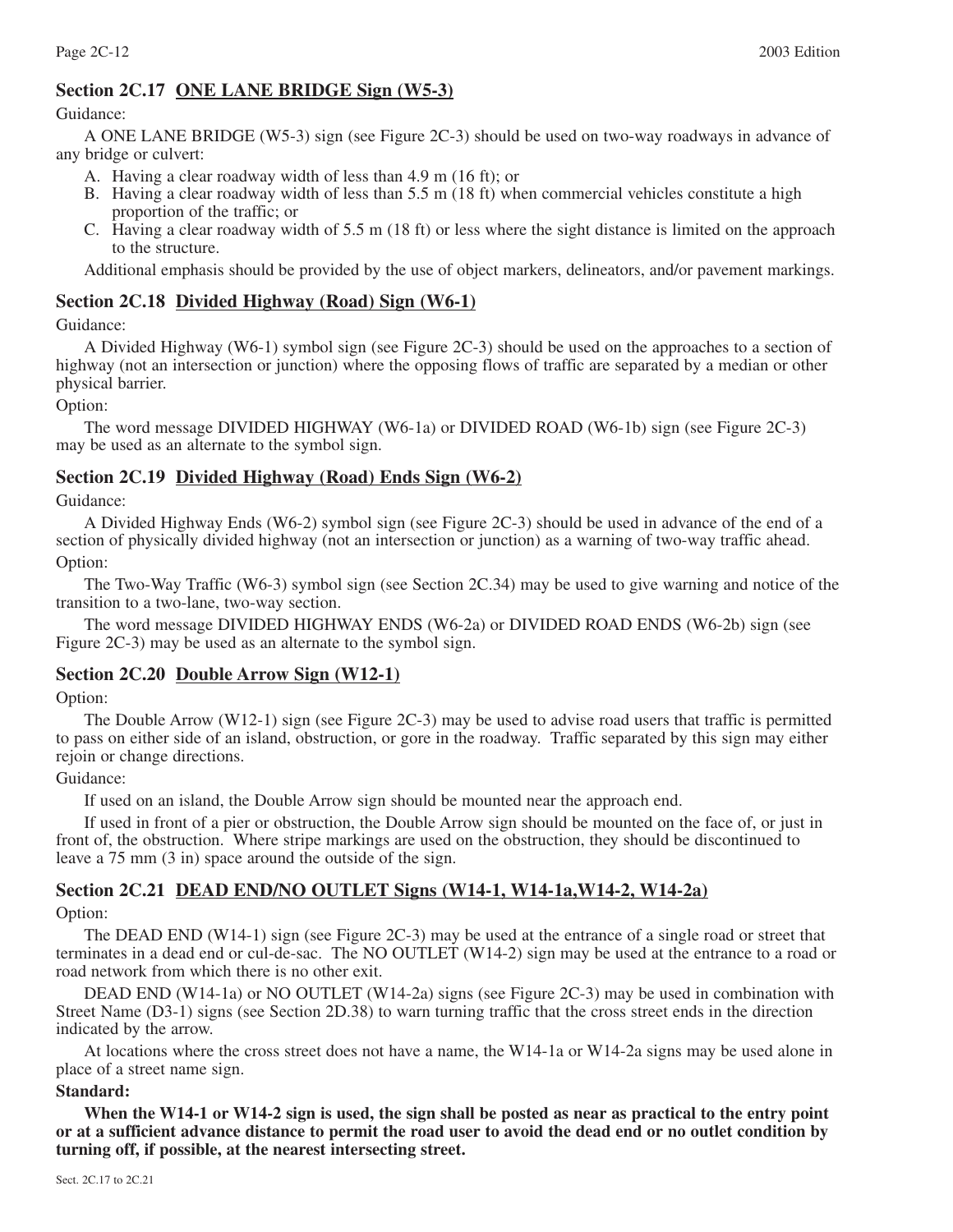## Section 2C.17 ONE LANE BRIDGE Sign (W5-3)

Guidance:

A ONE LANE BRIDGE (W5-3) sign (see Figure 2C-3) should be used on two-way roadways in advance of any bridge or culvert:

A. Having a clear roadway width of less than 4.9 m (16 ft); or
B. Having a clear roadway width of less than 5.5 m (18 ft) when commercial vehicles constitute a high proportion of the traffic; or
C. Having a clear roadway width of 5.5 m (18 ft) or less where the sight distance is limited on the approach to the structure.

Additional emphasis should be provided by the use of object markers, delineators, and/or pavement markings.

## Section 2C.18 Divided Highway (Road) Sign (W6-1)

Guidance:

A Divided Highway (W6-1) symbol sign (see Figure 2C-3) should be used on the approaches to a section of highway (not an intersection or junction) where the opposing flows of traffic are separated by a median or other physical barrier.

Option:

The word message DIVIDED HIGHWAY (W6-1a) or DIVIDED ROAD (W6-1b) sign (see Figure 2C-3) may be used as an alternate to the symbol sign.

## Section 2C.19 Divided Highway (Road) Ends Sign (W6-2)

Guidance:

A Divided Highway Ends (W6-2) symbol sign (see Figure 2C-3) should be used in advance of the end of a section of physically divided highway (not an intersection or junction) as a warning of two-way traffic ahead.

Option:

The Two-Way Traffic (W6-3) symbol sign (see Section 2C.34) may be used to give warning and notice of the transition to a two-lane, two-way section.

The word message DIVIDED HIGHWAY ENDS (W6-2a) or DIVIDED ROAD ENDS (W6-2b) sign (see Figure 2C-3) may be used as an alternate to the symbol sign.

## Section 2C.20 Double Arrow Sign (W12-1)

Option:

The Double Arrow (W12-1) sign (see Figure 2C-3) may be used to advise road users that traffic is permitted to pass on either side of an island, obstruction, or gore in the roadway. Traffic separated by this sign may either rejoin or change directions.

Guidance:

If used on an island, the Double Arrow sign should be mounted near the approach end.

If used in front of a pier or obstruction, the Double Arrow sign should be mounted on the face of, or just in front of, the obstruction. Where stripe markings are used on the obstruction, they should be discontinued to leave a 75 mm (3 in) space around the outside of the sign.

## Section 2C.21 DEAD END/NO OUTLET Signs (W14-1, W14-1a,W14-2, W14-2a)

Option:

The DEAD END (W14-1) sign (see Figure 2C-3) may be used at the entrance of a single road or street that terminates in a dead end or cul-de-sac. The NO OUTLET (W14-2) sign may be used at the entrance to a road or road network from which there is no other exit.

DEAD END (W14-1a) or NO OUTLET (W14-2a) signs (see Figure 2C-3) may be used in combination with Street Name (D3-1) signs (see Section 2D.38) to warn turning traffic that the cross street ends in the direction indicated by the arrow.

At locations where the cross street does not have a name, the W14-1a or W14-2a signs may be used alone in place of a street name sign.

**Standard:**

**When the W14-1 or W14-2 sign is used, the sign shall be posted as near as practical to the entry point or at a sufficient advance distance to permit the road user to avoid the dead end or no outlet condition by turning off, if possible, at the nearest intersecting street.**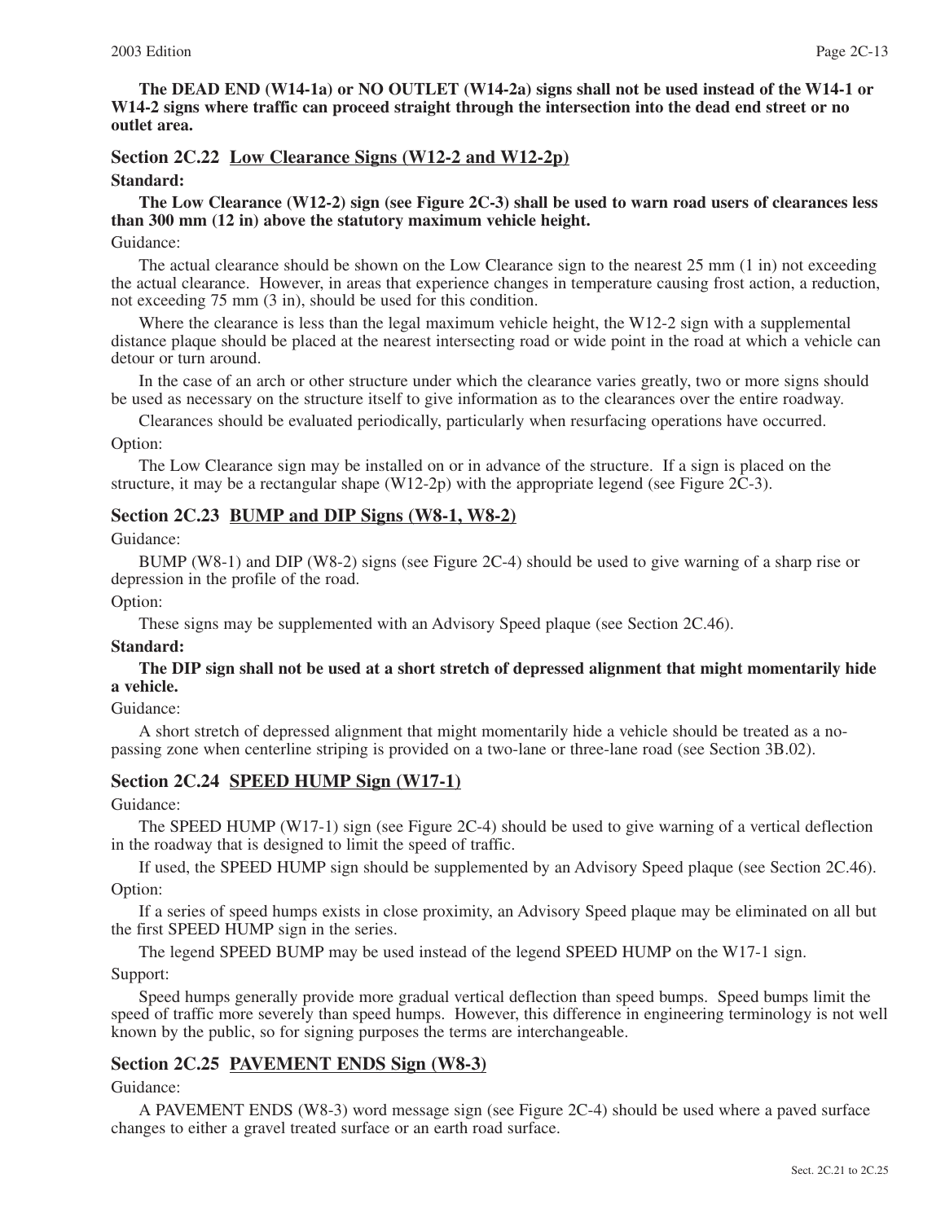**The DEAD END (W14-1a) or NO OUTLET (W14-2a) signs shall not be used instead of the W14-1 or W14-2 signs where traffic can proceed straight through the intersection into the dead end street or no outlet area.**

## Section 2C.22 Low Clearance Signs (W12-2 and W12-2p)

**Standard:**

**The Low Clearance (W12-2) sign (see Figure 2C-3) shall be used to warn road users of clearances less than 300 mm (12 in) above the statutory maximum vehicle height.**

Guidance:

The actual clearance should be shown on the Low Clearance sign to the nearest 25 mm (1 in) not exceeding the actual clearance. However, in areas that experience changes in temperature causing frost action, a reduction, not exceeding 75 mm (3 in), should be used for this condition.

Where the clearance is less than the legal maximum vehicle height, the W12-2 sign with a supplemental distance plaque should be placed at the nearest intersecting road or wide point in the road at which a vehicle can detour or turn around.

In the case of an arch or other structure under which the clearance varies greatly, two or more signs should be used as necessary on the structure itself to give information as to the clearances over the entire roadway.

Clearances should be evaluated periodically, particularly when resurfacing operations have occurred.

Option:

The Low Clearance sign may be installed on or in advance of the structure. If a sign is placed on the structure, it may be a rectangular shape (W12-2p) with the appropriate legend (see Figure 2C-3).

## Section 2C.23 BUMP and DIP Signs (W8-1, W8-2)

Guidance:

BUMP (W8-1) and DIP (W8-2) signs (see Figure 2C-4) should be used to give warning of a sharp rise or depression in the profile of the road.

Option:

These signs may be supplemented with an Advisory Speed plaque (see Section 2C.46).

**Standard:**

**The DIP sign shall not be used at a short stretch of depressed alignment that might momentarily hide a vehicle.**

Guidance:

A short stretch of depressed alignment that might momentarily hide a vehicle should be treated as a no-passing zone when centerline striping is provided on a two-lane or three-lane road (see Section 3B.02).

## Section 2C.24 SPEED HUMP Sign (W17-1)

Guidance:

The SPEED HUMP (W17-1) sign (see Figure 2C-4) should be used to give warning of a vertical deflection in the roadway that is designed to limit the speed of traffic.

If used, the SPEED HUMP sign should be supplemented by an Advisory Speed plaque (see Section 2C.46).

Option:

If a series of speed humps exists in close proximity, an Advisory Speed plaque may be eliminated on all but the first SPEED HUMP sign in the series.

The legend SPEED BUMP may be used instead of the legend SPEED HUMP on the W17-1 sign.

Support:

Speed humps generally provide more gradual vertical deflection than speed bumps. Speed bumps limit the speed of traffic more severely than speed humps. However, this difference in engineering terminology is not well known by the public, so for signing purposes the terms are interchangeable.

## Section 2C.25 PAVEMENT ENDS Sign (W8-3)

Guidance:

A PAVEMENT ENDS (W8-3) word message sign (see Figure 2C-4) should be used where a paved surface changes to either a gravel treated surface or an earth road surface.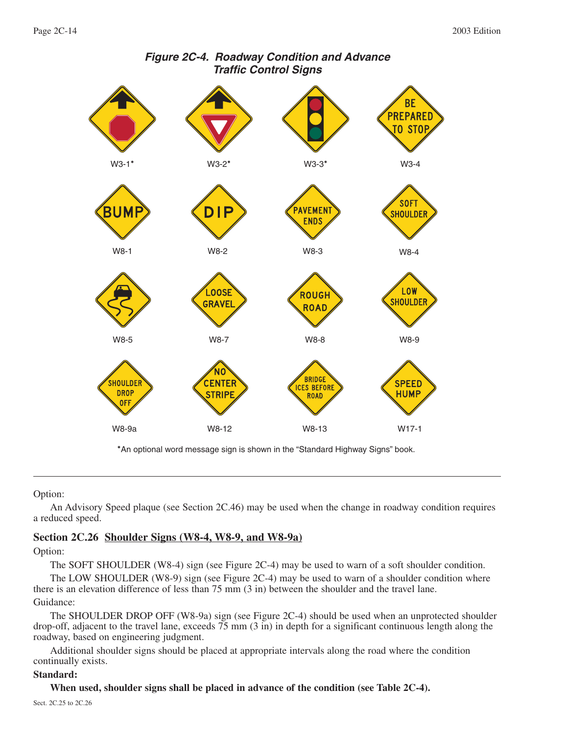*Figure 2C-4. Roadway Condition and Advance Traffic Control Signs*

W3-1* W3-2* W3-3* W3-4

W8-1 W8-2 W8-3 W8-4

W8-5 W8-7 W8-8 W8-9

W8-9a W8-12 W8-13 W17-1

*An optional word message sign is shown in the "Standard Highway Signs" book.

Option:

An Advisory Speed plaque (see Section 2C.46) may be used when the change in roadway condition requires a reduced speed.

## Section 2C.26 Shoulder Signs (W8-4, W8-9, and W8-9a)

Option:

The SOFT SHOULDER (W8-4) sign (see Figure 2C-4) may be used to warn of a soft shoulder condition.

The LOW SHOULDER (W8-9) sign (see Figure 2C-4) may be used to warn of a shoulder condition where there is an elevation difference of less than 75 mm (3 in) between the shoulder and the travel lane.

Guidance:

The SHOULDER DROP OFF (W8-9a) sign (see Figure 2C-4) should be used when an unprotected shoulder drop-off, adjacent to the travel lane, exceeds 75 mm (3 in) in depth for a significant continuous length along the roadway, based on engineering judgment.

Additional shoulder signs should be placed at appropriate intervals along the road where the condition continually exists.

**Standard:**

**When used, shoulder signs shall be placed in advance of the condition (see Table 2C-4).**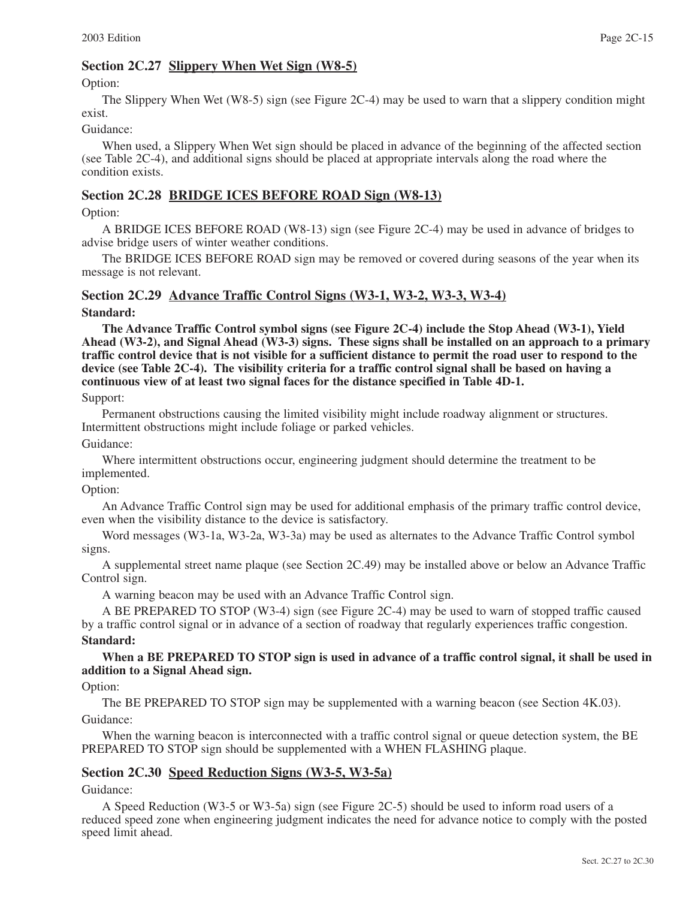## Section 2C.27 Slippery When Wet Sign (W8-5)

Option:

The Slippery When Wet (W8-5) sign (see Figure 2C-4) may be used to warn that a slippery condition might exist.

Guidance:

When used, a Slippery When Wet sign should be placed in advance of the beginning of the affected section (see Table 2C-4), and additional signs should be placed at appropriate intervals along the road where the condition exists.

## Section 2C.28 BRIDGE ICES BEFORE ROAD Sign (W8-13)

Option:

A BRIDGE ICES BEFORE ROAD (W8-13) sign (see Figure 2C-4) may be used in advance of bridges to advise bridge users of winter weather conditions.

The BRIDGE ICES BEFORE ROAD sign may be removed or covered during seasons of the year when its message is not relevant.

## Section 2C.29 Advance Traffic Control Signs (W3-1, W3-2, W3-3, W3-4)

**Standard:**

**The Advance Traffic Control symbol signs (see Figure 2C-4) include the Stop Ahead (W3-1), Yield Ahead (W3-2), and Signal Ahead (W3-3) signs. These signs shall be installed on an approach to a primary traffic control device that is not visible for a sufficient distance to permit the road user to respond to the device (see Table 2C-4). The visibility criteria for a traffic control signal shall be based on having a continuous view of at least two signal faces for the distance specified in Table 4D-1.**

Support:

Permanent obstructions causing the limited visibility might include roadway alignment or structures. Intermittent obstructions might include foliage or parked vehicles.

Guidance:

Where intermittent obstructions occur, engineering judgment should determine the treatment to be implemented.

Option:

An Advance Traffic Control sign may be used for additional emphasis of the primary traffic control device, even when the visibility distance to the device is satisfactory.

Word messages (W3-1a, W3-2a, W3-3a) may be used as alternates to the Advance Traffic Control symbol signs.

A supplemental street name plaque (see Section 2C.49) may be installed above or below an Advance Traffic Control sign.

A warning beacon may be used with an Advance Traffic Control sign.

A BE PREPARED TO STOP (W3-4) sign (see Figure 2C-4) may be used to warn of stopped traffic caused by a traffic control signal or in advance of a section of roadway that regularly experiences traffic congestion.

**Standard:**

**When a BE PREPARED TO STOP sign is used in advance of a traffic control signal, it shall be used in addition to a Signal Ahead sign.**

Option:

The BE PREPARED TO STOP sign may be supplemented with a warning beacon (see Section 4K.03).

Guidance:

When the warning beacon is interconnected with a traffic control signal or queue detection system, the BE PREPARED TO STOP sign should be supplemented with a WHEN FLASHING plaque.

## Section 2C.30 Speed Reduction Signs (W3-5, W3-5a)

Guidance:

A Speed Reduction (W3-5 or W3-5a) sign (see Figure 2C-5) should be used to inform road users of a reduced speed zone when engineering judgment indicates the need for advance notice to comply with the posted speed limit ahead.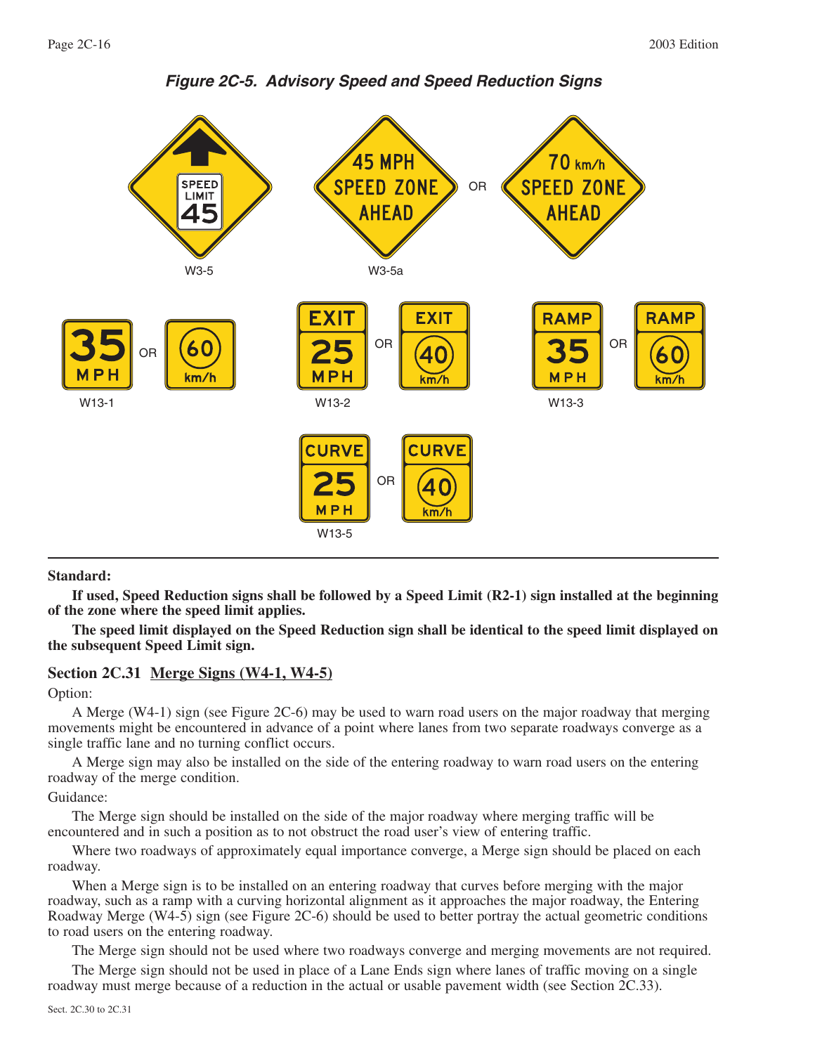***Figure 2C-5. Advisory Speed and Speed Reduction Signs***

W3-5

W3-5a

W13-1

W13-2

W13-3

W13-5

**Standard:**

**If used, Speed Reduction signs shall be followed by a Speed Limit (R2-1) sign installed at the beginning of the zone where the speed limit applies.**

**The speed limit displayed on the Speed Reduction sign shall be identical to the speed limit displayed on the subsequent Speed Limit sign.**

## Section 2C.31 Merge Signs (W4-1, W4-5)

Option:

A Merge (W4-1) sign (see Figure 2C-6) may be used to warn road users on the major roadway that merging movements might be encountered in advance of a point where lanes from two separate roadways converge as a single traffic lane and no turning conflict occurs.

A Merge sign may also be installed on the side of the entering roadway to warn road users on the entering roadway of the merge condition.

Guidance:

The Merge sign should be installed on the side of the major roadway where merging traffic will be encountered and in such a position as to not obstruct the road user's view of entering traffic.

Where two roadways of approximately equal importance converge, a Merge sign should be placed on each roadway.

When a Merge sign is to be installed on an entering roadway that curves before merging with the major roadway, such as a ramp with a curving horizontal alignment as it approaches the major roadway, the Entering Roadway Merge (W4-5) sign (see Figure 2C-6) should be used to better portray the actual geometric conditions to road users on the entering roadway.

The Merge sign should not be used where two roadways converge and merging movements are not required.

The Merge sign should not be used in place of a Lane Ends sign where lanes of traffic moving on a single roadway must merge because of a reduction in the actual or usable pavement width (see Section 2C.33).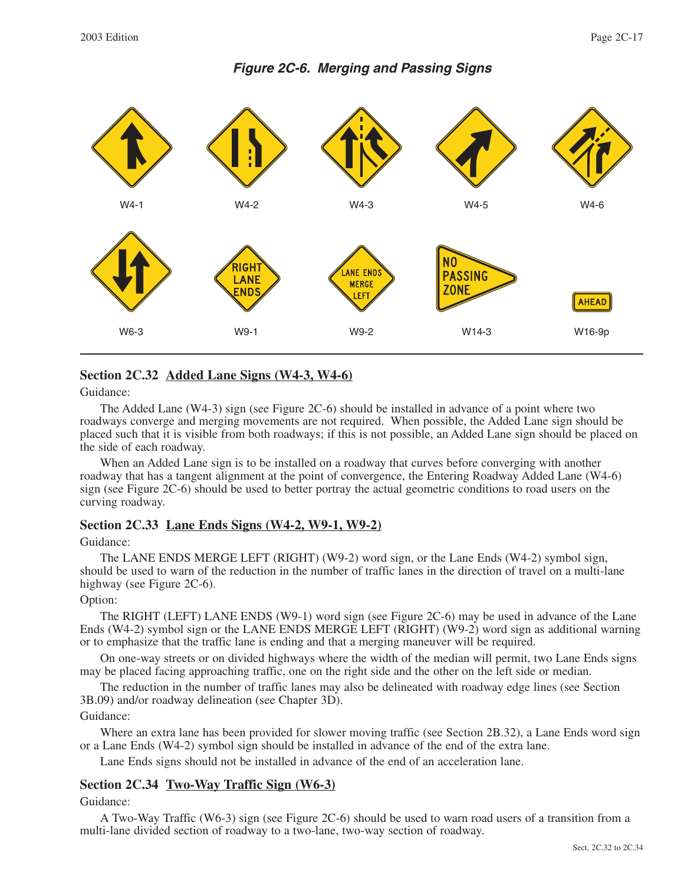*Figure 2C-6. Merging and Passing Signs*

W4-1 W4-2 W4-3 W4-5 W4-6

W6-3 W9-1 W9-2 W14-3 W16-9p

## Section 2C.32 Added Lane Signs (W4-3, W4-6)

Guidance:

The Added Lane (W4-3) sign (see Figure 2C-6) should be installed in advance of a point where two roadways converge and merging movements are not required. When possible, the Added Lane sign should be placed such that it is visible from both roadways; if this is not possible, an Added Lane sign should be placed on the side of each roadway.

When an Added Lane sign is to be installed on a roadway that curves before converging with another roadway that has a tangent alignment at the point of convergence, the Entering Roadway Added Lane (W4-6) sign (see Figure 2C-6) should be used to better portray the actual geometric conditions to road users on the curving roadway.

## Section 2C.33 Lane Ends Signs (W4-2, W9-1, W9-2)

Guidance:

The LANE ENDS MERGE LEFT (RIGHT) (W9-2) word sign, or the Lane Ends (W4-2) symbol sign, should be used to warn of the reduction in the number of traffic lanes in the direction of travel on a multi-lane highway (see Figure 2C-6).

Option:

The RIGHT (LEFT) LANE ENDS (W9-1) word sign (see Figure 2C-6) may be used in advance of the Lane Ends (W4-2) symbol sign or the LANE ENDS MERGE LEFT (RIGHT) (W9-2) word sign as additional warning or to emphasize that the traffic lane is ending and that a merging maneuver will be required.

On one-way streets or on divided highways where the width of the median will permit, two Lane Ends signs may be placed facing approaching traffic, one on the right side and the other on the left side or median.

The reduction in the number of traffic lanes may also be delineated with roadway edge lines (see Section 3B.09) and/or roadway delineation (see Chapter 3D).

Guidance:

Where an extra lane has been provided for slower moving traffic (see Section 2B.32), a Lane Ends word sign or a Lane Ends (W4-2) symbol sign should be installed in advance of the end of the extra lane.

Lane Ends signs should not be installed in advance of the end of an acceleration lane.

## Section 2C.34 Two-Way Traffic Sign (W6-3)

Guidance:

A Two-Way Traffic (W6-3) sign (see Figure 2C-6) should be used to warn road users of a transition from a multi-lane divided section of roadway to a two-lane, two-way section of roadway.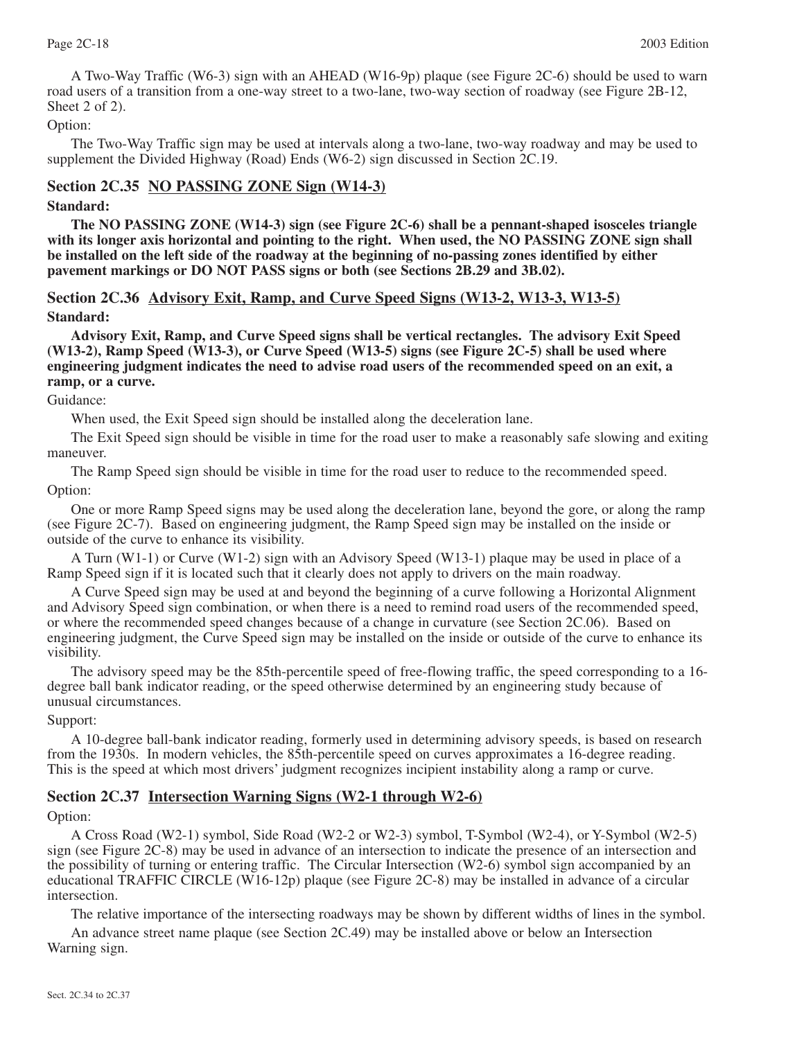A Two-Way Traffic (W6-3) sign with an AHEAD (W16-9p) plaque (see Figure 2C-6) should be used to warn road users of a transition from a one-way street to a two-lane, two-way section of roadway (see Figure 2B-12, Sheet 2 of 2).

Option:

The Two-Way Traffic sign may be used at intervals along a two-lane, two-way roadway and may be used to supplement the Divided Highway (Road) Ends (W6-2) sign discussed in Section 2C.19.

## Section 2C.35 NO PASSING ZONE Sign (W14-3)

**Standard:**

**The NO PASSING ZONE (W14-3) sign (see Figure 2C-6) shall be a pennant-shaped isosceles triangle with its longer axis horizontal and pointing to the right. When used, the NO PASSING ZONE sign shall be installed on the left side of the roadway at the beginning of no-passing zones identified by either pavement markings or DO NOT PASS signs or both (see Sections 2B.29 and 3B.02).**

## Section 2C.36 Advisory Exit, Ramp, and Curve Speed Signs (W13-2, W13-3, W13-5)

**Standard:**

**Advisory Exit, Ramp, and Curve Speed signs shall be vertical rectangles. The advisory Exit Speed (W13-2), Ramp Speed (W13-3), or Curve Speed (W13-5) signs (see Figure 2C-5) shall be used where engineering judgment indicates the need to advise road users of the recommended speed on an exit, a ramp, or a curve.**

Guidance:

When used, the Exit Speed sign should be installed along the deceleration lane.

The Exit Speed sign should be visible in time for the road user to make a reasonably safe slowing and exiting maneuver.

The Ramp Speed sign should be visible in time for the road user to reduce to the recommended speed.

Option:

One or more Ramp Speed signs may be used along the deceleration lane, beyond the gore, or along the ramp (see Figure 2C-7). Based on engineering judgment, the Ramp Speed sign may be installed on the inside or outside of the curve to enhance its visibility.

A Turn (W1-1) or Curve (W1-2) sign with an Advisory Speed (W13-1) plaque may be used in place of a Ramp Speed sign if it is located such that it clearly does not apply to drivers on the main roadway.

A Curve Speed sign may be used at and beyond the beginning of a curve following a Horizontal Alignment and Advisory Speed sign combination, or when there is a need to remind road users of the recommended speed, or where the recommended speed changes because of a change in curvature (see Section 2C.06). Based on engineering judgment, the Curve Speed sign may be installed on the inside or outside of the curve to enhance its visibility.

The advisory speed may be the 85th-percentile speed of free-flowing traffic, the speed corresponding to a 16-degree ball bank indicator reading, or the speed otherwise determined by an engineering study because of unusual circumstances.

Support:

A 10-degree ball-bank indicator reading, formerly used in determining advisory speeds, is based on research from the 1930s. In modern vehicles, the 85th-percentile speed on curves approximates a 16-degree reading. This is the speed at which most drivers' judgment recognizes incipient instability along a ramp or curve.

## Section 2C.37 Intersection Warning Signs (W2-1 through W2-6)

Option:

A Cross Road (W2-1) symbol, Side Road (W2-2 or W2-3) symbol, T-Symbol (W2-4), or Y-Symbol (W2-5) sign (see Figure 2C-8) may be used in advance of an intersection to indicate the presence of an intersection and the possibility of turning or entering traffic. The Circular Intersection (W2-6) symbol sign accompanied by an educational TRAFFIC CIRCLE (W16-12p) plaque (see Figure 2C-8) may be installed in advance of a circular intersection.

The relative importance of the intersecting roadways may be shown by different widths of lines in the symbol.

An advance street name plaque (see Section 2C.49) may be installed above or below an Intersection Warning sign.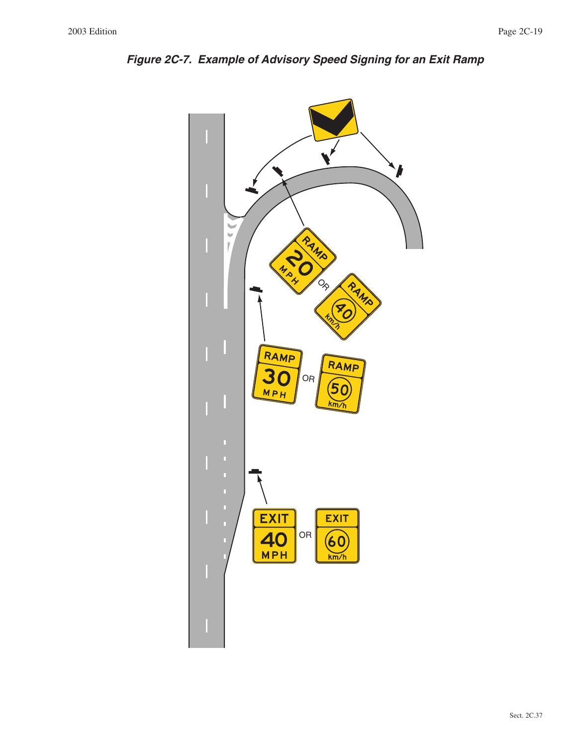# Figure 2C-7. Example of Advisory Speed Signing for an Exit Ramp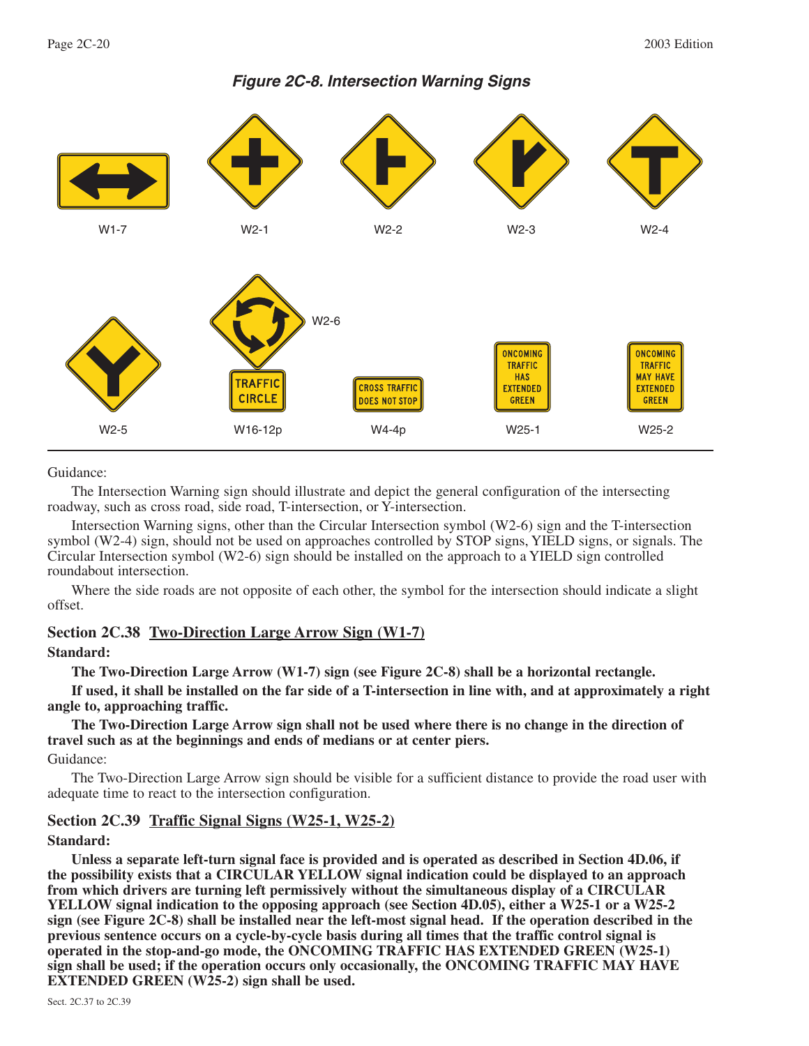***Figure 2C-8. Intersection Warning Signs***

W1-7 W2-1 W2-2 W2-3 W2-4

W2-5 W2-6 W16-12p W4-4p W25-1 W25-2

Guidance:

The Intersection Warning sign should illustrate and depict the general configuration of the intersecting roadway, such as cross road, side road, T-intersection, or Y-intersection.

Intersection Warning signs, other than the Circular Intersection symbol (W2-6) sign and the T-intersection symbol (W2-4) sign, should not be used on approaches controlled by STOP signs, YIELD signs, or signals. The Circular Intersection symbol (W2-6) sign should be installed on the approach to a YIELD sign controlled roundabout intersection.

Where the side roads are not opposite of each other, the symbol for the intersection should indicate a slight offset.

## Section 2C.38 Two-Direction Large Arrow Sign (W1-7)

**Standard:**

**The Two-Direction Large Arrow (W1-7) sign (see Figure 2C-8) shall be a horizontal rectangle.**

**If used, it shall be installed on the far side of a T-intersection in line with, and at approximately a right angle to, approaching traffic.**

**The Two-Direction Large Arrow sign shall not be used where there is no change in the direction of travel such as at the beginnings and ends of medians or at center piers.**

Guidance:

The Two-Direction Large Arrow sign should be visible for a sufficient distance to provide the road user with adequate time to react to the intersection configuration.

## Section 2C.39 Traffic Signal Signs (W25-1, W25-2)

**Standard:**

**Unless a separate left-turn signal face is provided and is operated as described in Section 4D.06, if the possibility exists that a CIRCULAR YELLOW signal indication could be displayed to an approach from which drivers are turning left permissively without the simultaneous display of a CIRCULAR YELLOW signal indication to the opposing approach (see Section 4D.05), either a W25-1 or a W25-2 sign (see Figure 2C-8) shall be installed near the left-most signal head. If the operation described in the previous sentence occurs on a cycle-by-cycle basis during all times that the traffic control signal is operated in the stop-and-go mode, the ONCOMING TRAFFIC HAS EXTENDED GREEN (W25-1) sign shall be used; if the operation occurs only occasionally, the ONCOMING TRAFFIC MAY HAVE EXTENDED GREEN (W25-2) sign shall be used.**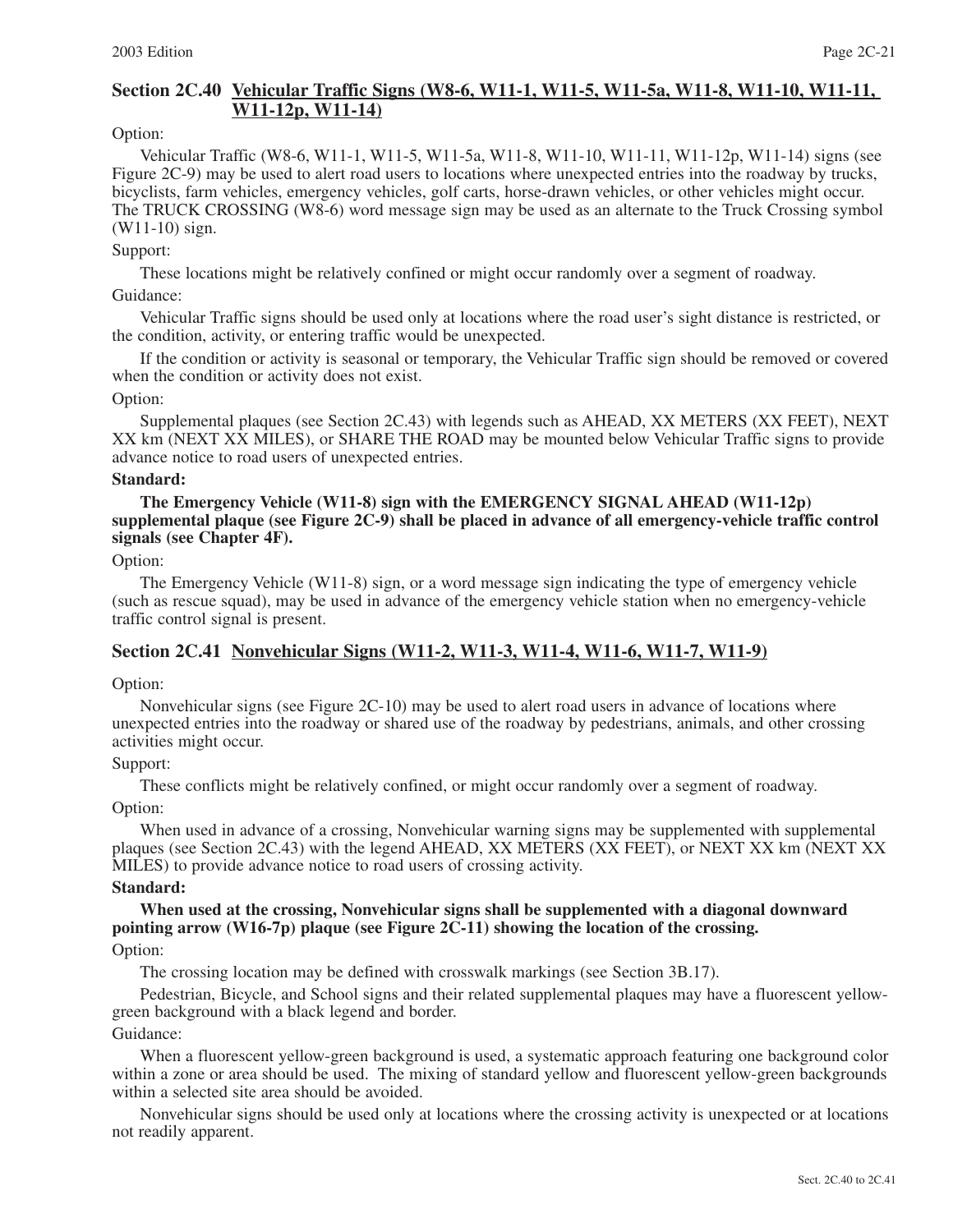## Section 2C.40 Vehicular Traffic Signs (W8-6, W11-1, W11-5, W11-5a, W11-8, W11-10, W11-11, W11-12p, W11-14)

Option:

Vehicular Traffic (W8-6, W11-1, W11-5, W11-5a, W11-8, W11-10, W11-11, W11-12p, W11-14) signs (see Figure 2C-9) may be used to alert road users to locations where unexpected entries into the roadway by trucks, bicyclists, farm vehicles, emergency vehicles, golf carts, horse-drawn vehicles, or other vehicles might occur. The TRUCK CROSSING (W8-6) word message sign may be used as an alternate to the Truck Crossing symbol (W11-10) sign.

Support:

These locations might be relatively confined or might occur randomly over a segment of roadway.

Guidance:

Vehicular Traffic signs should be used only at locations where the road user's sight distance is restricted, or the condition, activity, or entering traffic would be unexpected.

If the condition or activity is seasonal or temporary, the Vehicular Traffic sign should be removed or covered when the condition or activity does not exist.

Option:

Supplemental plaques (see Section 2C.43) with legends such as AHEAD, XX METERS (XX FEET), NEXT XX km (NEXT XX MILES), or SHARE THE ROAD may be mounted below Vehicular Traffic signs to provide advance notice to road users of unexpected entries.

**Standard:**

**The Emergency Vehicle (W11-8) sign with the EMERGENCY SIGNAL AHEAD (W11-12p) supplemental plaque (see Figure 2C-9) shall be placed in advance of all emergency-vehicle traffic control signals (see Chapter 4F).**

Option:

The Emergency Vehicle (W11-8) sign, or a word message sign indicating the type of emergency vehicle (such as rescue squad), may be used in advance of the emergency vehicle station when no emergency-vehicle traffic control signal is present.

## Section 2C.41 Nonvehicular Signs (W11-2, W11-3, W11-4, W11-6, W11-7, W11-9)

Option:

Nonvehicular signs (see Figure 2C-10) may be used to alert road users in advance of locations where unexpected entries into the roadway or shared use of the roadway by pedestrians, animals, and other crossing activities might occur.

Support:

These conflicts might be relatively confined, or might occur randomly over a segment of roadway.

Option:

When used in advance of a crossing, Nonvehicular warning signs may be supplemented with supplemental plaques (see Section 2C.43) with the legend AHEAD, XX METERS (XX FEET), or NEXT XX km (NEXT XX MILES) to provide advance notice to road users of crossing activity.

**Standard:**

**When used at the crossing, Nonvehicular signs shall be supplemented with a diagonal downward pointing arrow (W16-7p) plaque (see Figure 2C-11) showing the location of the crossing.**

Option:

The crossing location may be defined with crosswalk markings (see Section 3B.17).

Pedestrian, Bicycle, and School signs and their related supplemental plaques may have a fluorescent yellow-green background with a black legend and border.

Guidance:

When a fluorescent yellow-green background is used, a systematic approach featuring one background color within a zone or area should be used. The mixing of standard yellow and fluorescent yellow-green backgrounds within a selected site area should be avoided.

Nonvehicular signs should be used only at locations where the crossing activity is unexpected or at locations not readily apparent.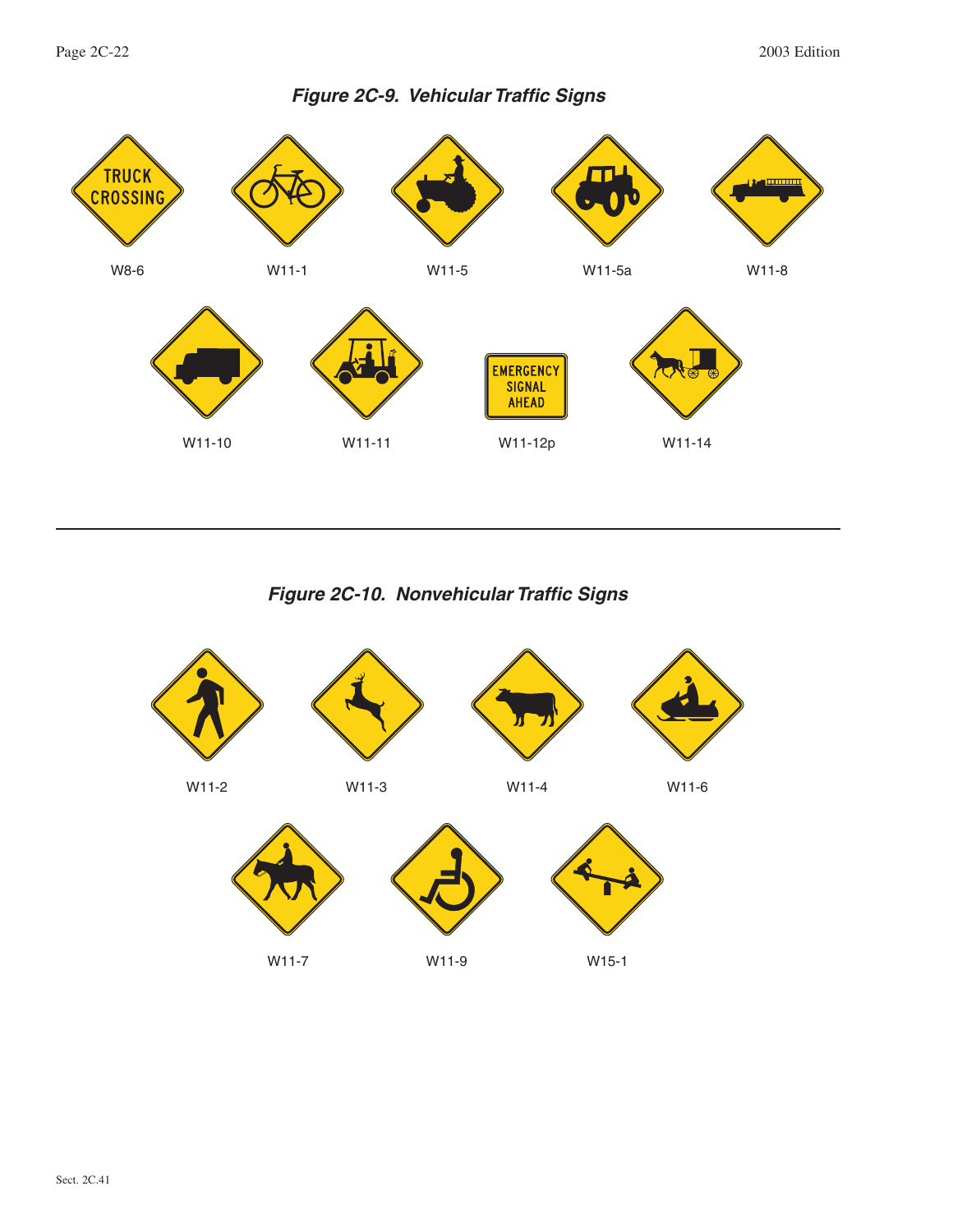## *Figure 2C-9. Vehicular Traffic Signs*

TRUCK CROSSING

W8-6

W11-1

W11-5

W11-5a

W11-8

W11-10

W11-11

EMERGENCY SIGNAL AHEAD

W11-12p

W11-14

## *Figure 2C-10. Nonvehicular Traffic Signs*

W11-2

W11-3

W11-4

W11-6

W11-7

W11-9

W15-1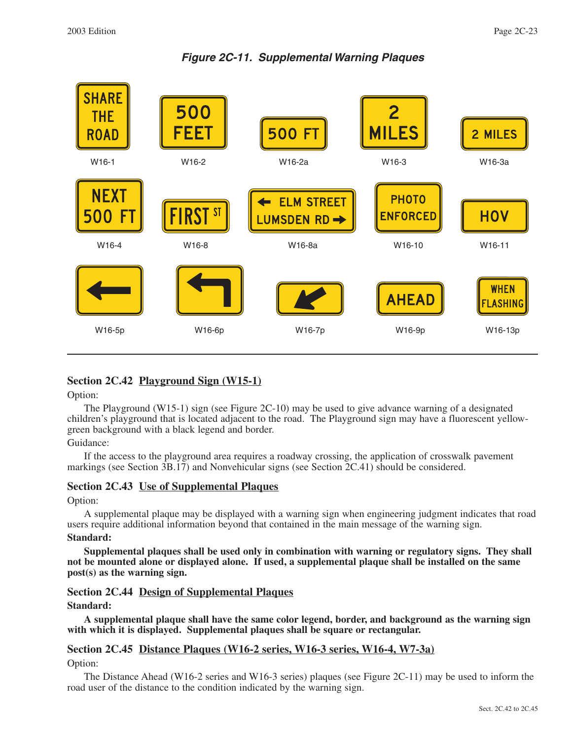*Figure 2C-11. Supplemental Warning Plaques*

SHARE THE ROAD — W16-1

500 FEET — W16-2

500 FT — W16-2a

2 MILES — W16-3

2 MILES — W16-3a

NEXT 500 FT — W16-4

FIRST ST — W16-8

← ELM STREET LUMSDEN RD → — W16-8a

PHOTO ENFORCED — W16-10

HOV — W16-11

W16-5p

W16-6p

W16-7p

AHEAD — W16-9p

WHEN FLASHING — W16-13p

## Section 2C.42 Playground Sign (W15-1)

Option:

The Playground (W15-1) sign (see Figure 2C-10) may be used to give advance warning of a designated children's playground that is located adjacent to the road. The Playground sign may have a fluorescent yellow-green background with a black legend and border.

Guidance:

If the access to the playground area requires a roadway crossing, the application of crosswalk pavement markings (see Section 3B.17) and Nonvehicular signs (see Section 2C.41) should be considered.

## Section 2C.43 Use of Supplemental Plaques

Option:

A supplemental plaque may be displayed with a warning sign when engineering judgment indicates that road users require additional information beyond that contained in the main message of the warning sign.

**Standard:**

**Supplemental plaques shall be used only in combination with warning or regulatory signs. They shall not be mounted alone or displayed alone. If used, a supplemental plaque shall be installed on the same post(s) as the warning sign.**

## Section 2C.44 Design of Supplemental Plaques

**Standard:**

**A supplemental plaque shall have the same color legend, border, and background as the warning sign with which it is displayed. Supplemental plaques shall be square or rectangular.**

## Section 2C.45 Distance Plaques (W16-2 series, W16-3 series, W16-4, W7-3a)

Option:

The Distance Ahead (W16-2 series and W16-3 series) plaques (see Figure 2C-11) may be used to inform the road user of the distance to the condition indicated by the warning sign.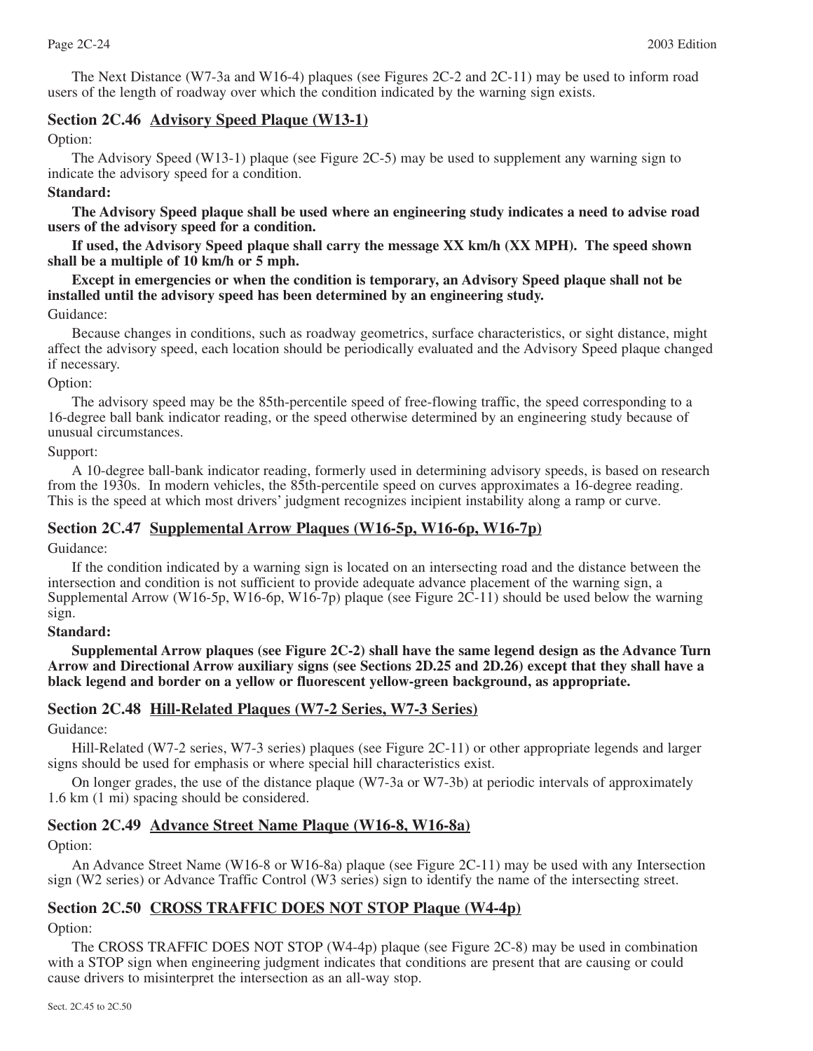The Next Distance (W7-3a and W16-4) plaques (see Figures 2C-2 and 2C-11) may be used to inform road users of the length of roadway over which the condition indicated by the warning sign exists.

## Section 2C.46 Advisory Speed Plaque (W13-1)

Option:

The Advisory Speed (W13-1) plaque (see Figure 2C-5) may be used to supplement any warning sign to indicate the advisory speed for a condition.

**Standard:**

**The Advisory Speed plaque shall be used where an engineering study indicates a need to advise road users of the advisory speed for a condition.**

**If used, the Advisory Speed plaque shall carry the message XX km/h (XX MPH). The speed shown shall be a multiple of 10 km/h or 5 mph.**

**Except in emergencies or when the condition is temporary, an Advisory Speed plaque shall not be installed until the advisory speed has been determined by an engineering study.**

Guidance:

Because changes in conditions, such as roadway geometrics, surface characteristics, or sight distance, might affect the advisory speed, each location should be periodically evaluated and the Advisory Speed plaque changed if necessary.

Option:

The advisory speed may be the 85th-percentile speed of free-flowing traffic, the speed corresponding to a 16-degree ball bank indicator reading, or the speed otherwise determined by an engineering study because of unusual circumstances.

Support:

A 10-degree ball-bank indicator reading, formerly used in determining advisory speeds, is based on research from the 1930s. In modern vehicles, the 85th-percentile speed on curves approximates a 16-degree reading. This is the speed at which most drivers' judgment recognizes incipient instability along a ramp or curve.

## Section 2C.47 Supplemental Arrow Plaques (W16-5p, W16-6p, W16-7p)

Guidance:

If the condition indicated by a warning sign is located on an intersecting road and the distance between the intersection and condition is not sufficient to provide adequate advance placement of the warning sign, a Supplemental Arrow (W16-5p, W16-6p, W16-7p) plaque (see Figure 2C-11) should be used below the warning sign.

**Standard:**

**Supplemental Arrow plaques (see Figure 2C-2) shall have the same legend design as the Advance Turn Arrow and Directional Arrow auxiliary signs (see Sections 2D.25 and 2D.26) except that they shall have a black legend and border on a yellow or fluorescent yellow-green background, as appropriate.**

## Section 2C.48 Hill-Related Plaques (W7-2 Series, W7-3 Series)

Guidance:

Hill-Related (W7-2 series, W7-3 series) plaques (see Figure 2C-11) or other appropriate legends and larger signs should be used for emphasis or where special hill characteristics exist.

On longer grades, the use of the distance plaque (W7-3a or W7-3b) at periodic intervals of approximately 1.6 km (1 mi) spacing should be considered.

## Section 2C.49 Advance Street Name Plaque (W16-8, W16-8a)

Option:

An Advance Street Name (W16-8 or W16-8a) plaque (see Figure 2C-11) may be used with any Intersection sign (W2 series) or Advance Traffic Control (W3 series) sign to identify the name of the intersecting street.

## Section 2C.50 CROSS TRAFFIC DOES NOT STOP Plaque (W4-4p)

Option:

The CROSS TRAFFIC DOES NOT STOP (W4-4p) plaque (see Figure 2C-8) may be used in combination with a STOP sign when engineering judgment indicates that conditions are present that are causing or could cause drivers to misinterpret the intersection as an all-way stop.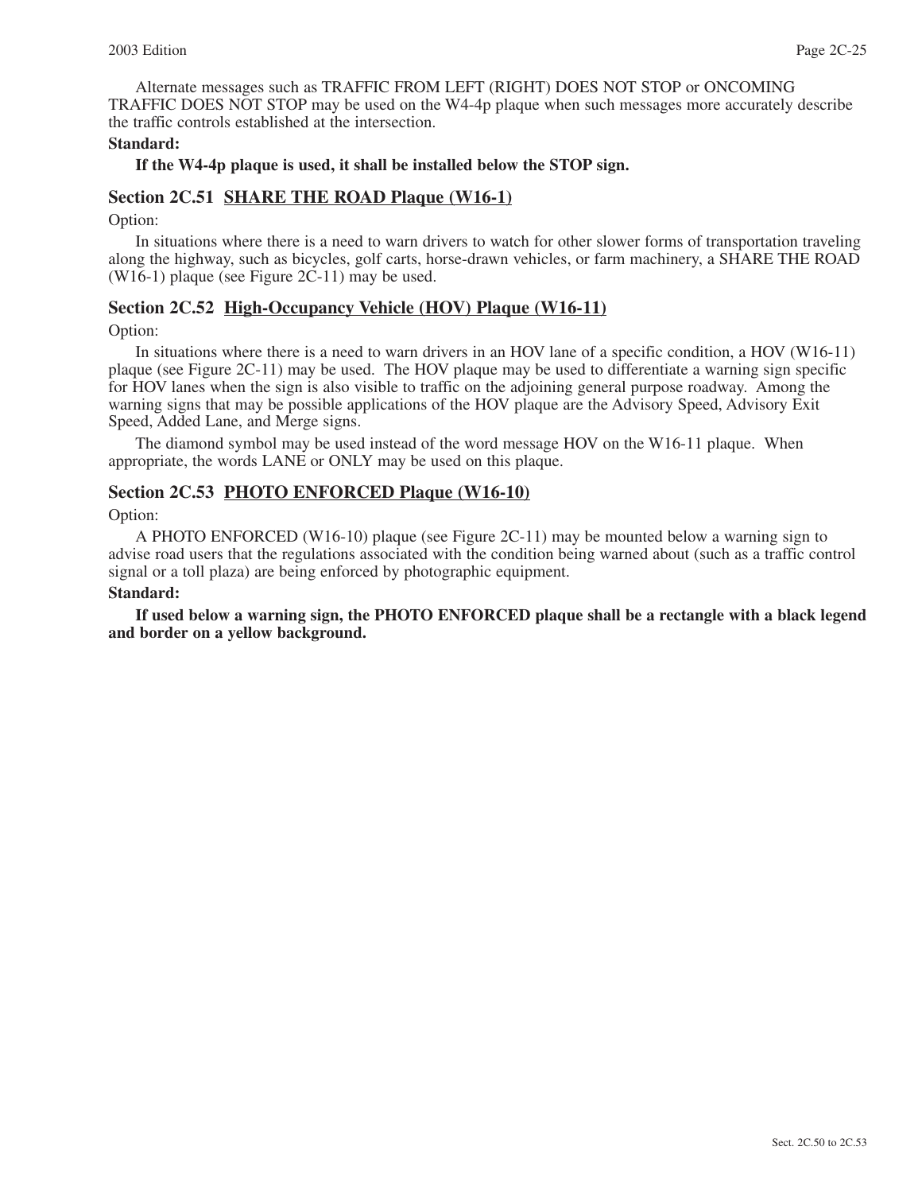Alternate messages such as TRAFFIC FROM LEFT (RIGHT) DOES NOT STOP or ONCOMING TRAFFIC DOES NOT STOP may be used on the W4-4p plaque when such messages more accurately describe the traffic controls established at the intersection.

**Standard:**

**If the W4-4p plaque is used, it shall be installed below the STOP sign.**

## Section 2C.51 SHARE THE ROAD Plaque (W16-1)

Option:

In situations where there is a need to warn drivers to watch for other slower forms of transportation traveling along the highway, such as bicycles, golf carts, horse-drawn vehicles, or farm machinery, a SHARE THE ROAD (W16-1) plaque (see Figure 2C-11) may be used.

## Section 2C.52 High-Occupancy Vehicle (HOV) Plaque (W16-11)

Option:

In situations where there is a need to warn drivers in an HOV lane of a specific condition, a HOV (W16-11) plaque (see Figure 2C-11) may be used. The HOV plaque may be used to differentiate a warning sign specific for HOV lanes when the sign is also visible to traffic on the adjoining general purpose roadway. Among the warning signs that may be possible applications of the HOV plaque are the Advisory Speed, Advisory Exit Speed, Added Lane, and Merge signs.

The diamond symbol may be used instead of the word message HOV on the W16-11 plaque. When appropriate, the words LANE or ONLY may be used on this plaque.

## Section 2C.53 PHOTO ENFORCED Plaque (W16-10)

Option:

A PHOTO ENFORCED (W16-10) plaque (see Figure 2C-11) may be mounted below a warning sign to advise road users that the regulations associated with the condition being warned about (such as a traffic control signal or a toll plaza) are being enforced by photographic equipment.

**Standard:**

**If used below a warning sign, the PHOTO ENFORCED plaque shall be a rectangle with a black legend and border on a yellow background.**